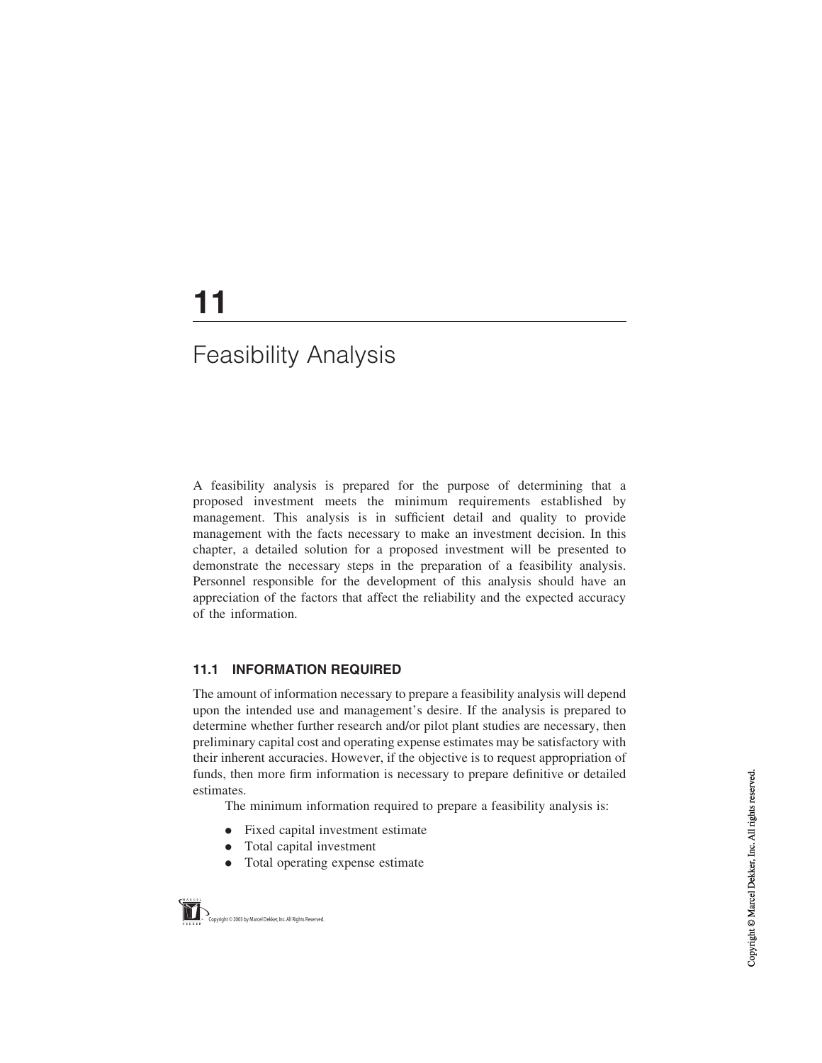# 11

# Feasibility Analysis

A feasibility analysis is prepared for the purpose of determining that a proposed investment meets the minimum requirements established by management. This analysis is in sufficient detail and quality to provide management with the facts necessary to make an investment decision. In this chapter, a detailed solution for a proposed investment will be presented to demonstrate the necessary steps in the preparation of a feasibility analysis. Personnel responsible for the development of this analysis should have an appreciation of the factors that affect the reliability and the expected accuracy of the information.

## 11.1 INFORMATION REQUIRED

The amount of information necessary to prepare a feasibility analysis will depend upon the intended use and management's desire. If the analysis is prepared to determine whether further research and/or pilot plant studies are necessary, then preliminary capital cost and operating expense estimates may be satisfactory with their inherent accuracies. However, if the objective is to request appropriation of funds, then more firm information is necessary to prepare definitive or detailed estimates.

The minimum information required to prepare a feasibility analysis is:

- Fixed capital investment estimate
- Total capital investment
- Total operating expense estimate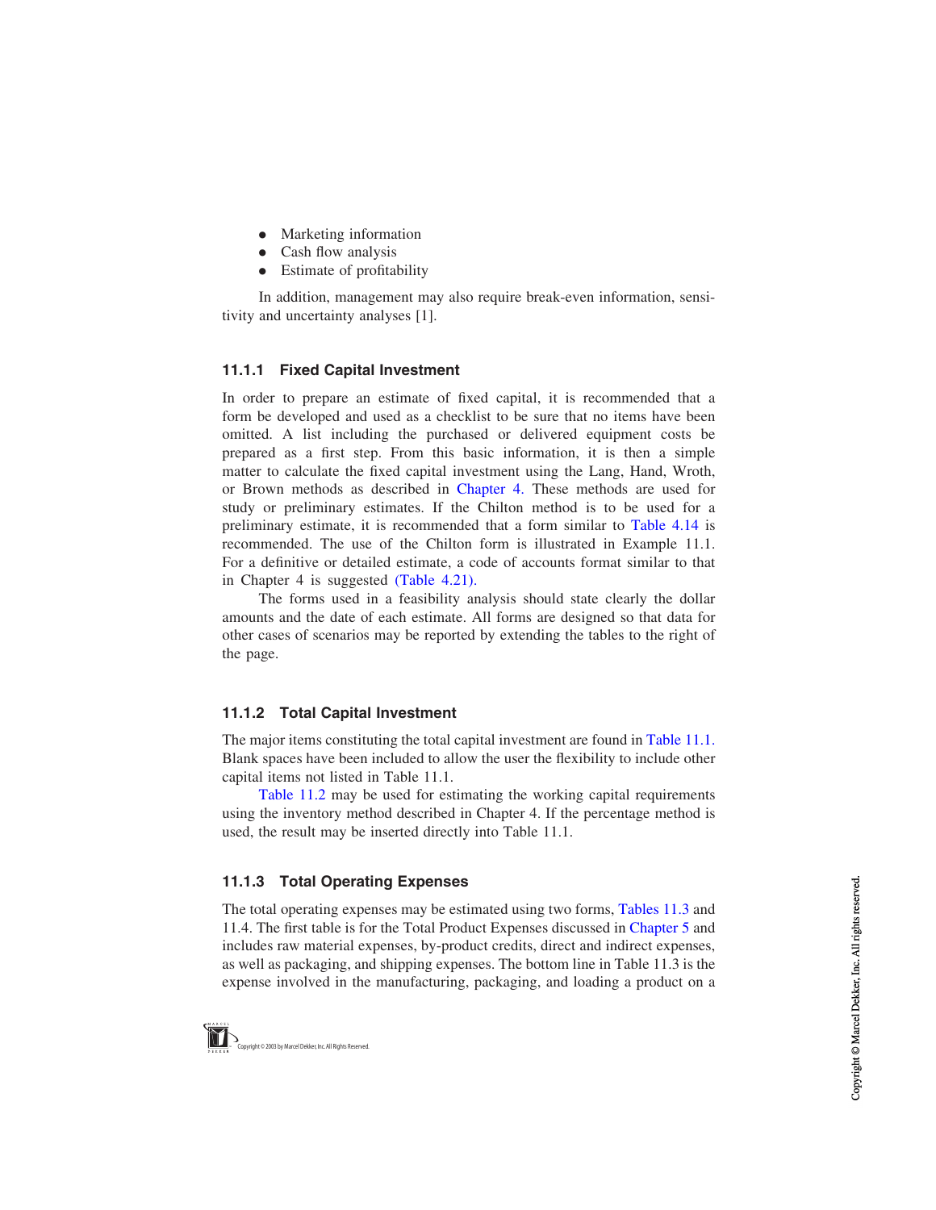- Marketing information
- Cash flow analysis
- Estimate of profitability

In addition, management may also require break-even information, sensitivity and uncertainty analyses [1].

### 11.1.1 Fixed Capital Investment

In order to prepare an estimate of fixed capital, it is recommended that a form be developed and used as a checklist to be sure that no items have been omitted. A list including the purchased or delivered equipment costs be prepared as a first step. From this basic information, it is then a simple matter to calculate the fixed capital investment using the Lang, Hand, Wroth, or Brown methods as described in Chapter 4. These methods are used for study or preliminary estimates. If the Chilton method is to be used for a preliminary estimate, it is recommended that a form similar to Table 4.14 is recommended. The use of the Chilton form is illustrated in Example 11.1. For a definitive or detailed estimate, a code of accounts format similar to that in Chapter 4 is suggested (Table 4.21).

The forms used in a feasibility analysis should state clearly the dollar amounts and the date of each estimate. All forms are designed so that data for other cases of scenarios may be reported by extending the tables to the right of the page.

### 11.1.2 Total Capital Investment

The major items constituting the total capital investment are found in Table 11.1. Blank spaces have been included to allow the user the flexibility to include other capital items not listed in Table 11.1.

Table 11.2 may be used for estimating the working capital requirements using the inventory method described in Chapter 4. If the percentage method is used, the result may be inserted directly into Table 11.1.

### 11.1.3 Total Operating Expenses

The total operating expenses may be estimated using two forms, Tables 11.3 and 11.4. The first table is for the Total Product Expenses discussed in Chapter 5 and includes raw material expenses, by-product credits, direct and indirect expenses, as well as packaging, and shipping expenses. The bottom line in Table 11.3 is the expense involved in the manufacturing, packaging, and loading a product on a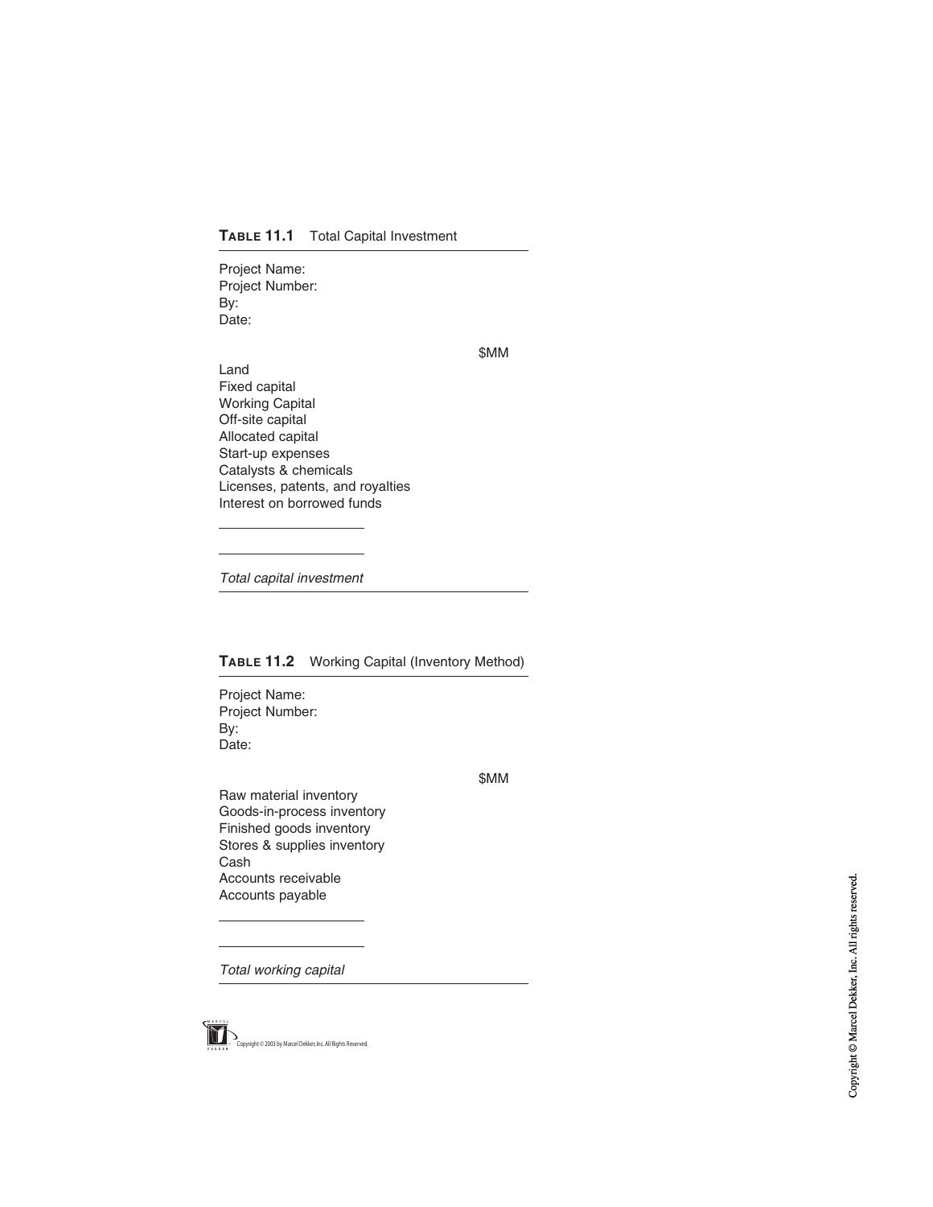**TABLE 11.1** Total Capital Investment

Project Name:
Project Number:
By:
Date:

| | $MM |
|---|---|
| Land | |
| Fixed capital | |
| Working Capital | |
| Off-site capital | |
| Allocated capital | |
| Start-up expenses | |
| Catalysts & chemicals | |
| Licenses, patents, and royalties | |
| Interest on borrowed funds | |
| | |
| | |
| *Total capital investment* | |

**TABLE 11.2** Working Capital (Inventory Method)

Project Name:
Project Number:
By:
Date:

| | $MM |
|---|---|
| Raw material inventory | |
| Goods-in-process inventory | |
| Finished goods inventory | |
| Stores & supplies inventory | |
| Cash | |
| Accounts receivable | |
| Accounts payable | |
| | |
| | |
| *Total working capital* | |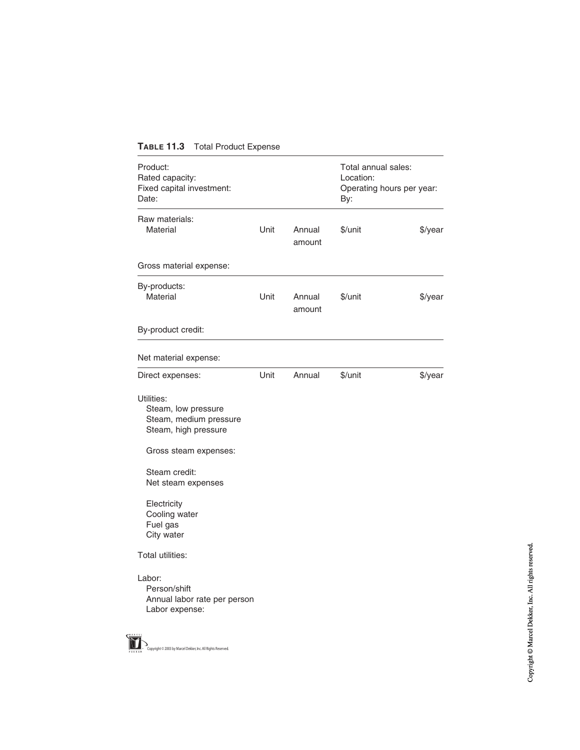**Table 11.3** Total Product Expense

| Product: | | | Total annual sales: | |
|---|---|---|---|---|
| Rated capacity: | | | Location: | |
| Fixed capital investment: | | | Operating hours per year: | |
| Date: | | | By: | |
| Raw materials: | | | | |
| Material | Unit | Annual amount | $/unit | $/year |
| Gross material expense: | | | | |
| By-products: | | | | |
| Material | Unit | Annual amount | $/unit | $/year |
| By-product credit: | | | | |
| Net material expense: | | | | |
| Direct expenses: | Unit | Annual | $/unit | $/year |
| Utilities: | | | | |
| Steam, low pressure | | | | |
| Steam, medium pressure | | | | |
| Steam, high pressure | | | | |
| Gross steam expenses: | | | | |
| Steam credit: | | | | |
| Net steam expenses | | | | |
| Electricity | | | | |
| Cooling water | | | | |
| Fuel gas | | | | |
| City water | | | | |
| Total utilities: | | | | |
| Labor: | | | | |
| Person/shift | | | | |
| Annual labor rate per person | | | | |
| Labor expense: | | | | |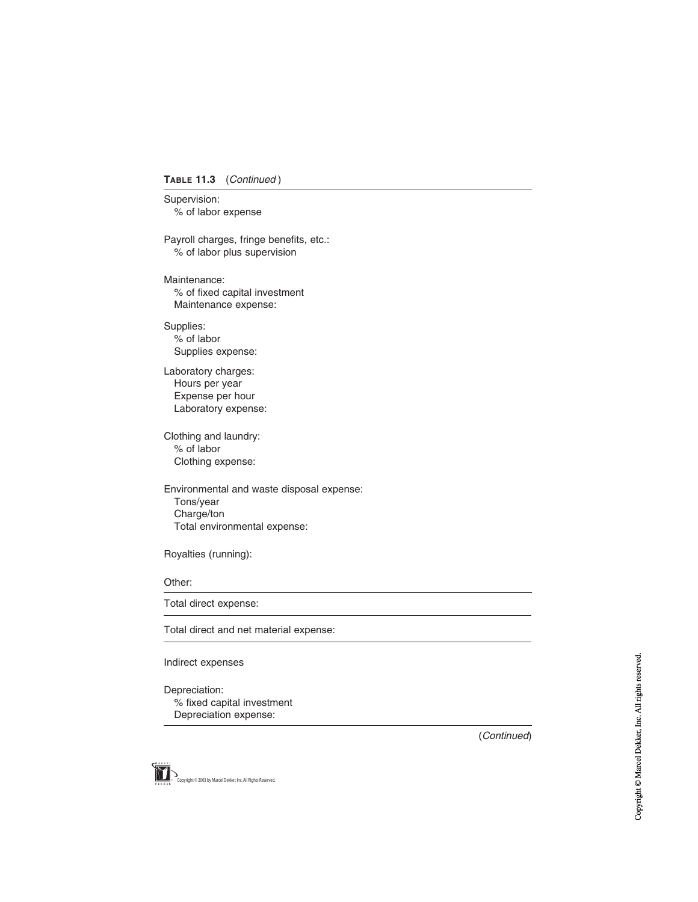**Table 11.3** (*Continued*)

Supervision:
  % of labor expense

Payroll charges, fringe benefits, etc.:
  % of labor plus supervision

Maintenance:
  % of fixed capital investment
  Maintenance expense:

Supplies:
  % of labor
  Supplies expense:

Laboratory charges:
  Hours per year
  Expense per hour
  Laboratory expense:

Clothing and laundry:
  % of labor
  Clothing expense:

Environmental and waste disposal expense:
  Tons/year
  Charge/ton
  Total environmental expense:

Royalties (running):

Other:

---

Total direct expense:

---

Total direct and net material expense:

---

Indirect expenses

Depreciation:
  % fixed capital investment
  Depreciation expense:

---

(*Continued*)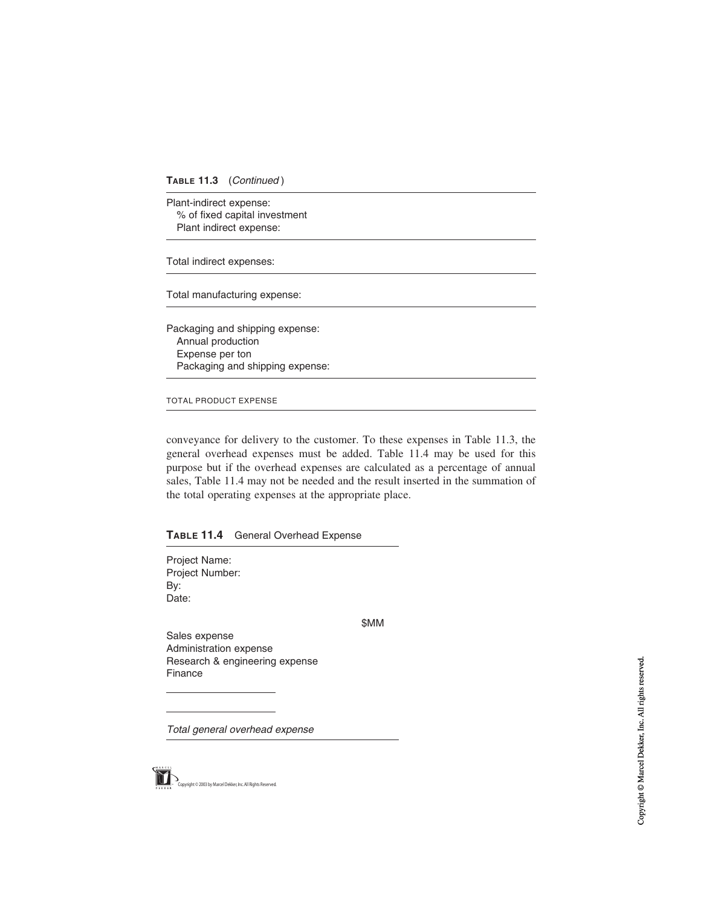**Table 11.3** (*Continued*)

| |
|---|
| Plant-indirect expense: |
| % of fixed capital investment |
| Plant indirect expense: |
| Total indirect expenses: |
| Total manufacturing expense: |
| Packaging and shipping expense: |
| Annual production |
| Expense per ton |
| Packaging and shipping expense: |
| TOTAL PRODUCT EXPENSE |

conveyance for delivery to the customer. To these expenses in Table 11.3, the general overhead expenses must be added. Table 11.4 may be used for this purpose but if the overhead expenses are calculated as a percentage of annual sales, Table 11.4 may not be needed and the result inserted in the summation of the total operating expenses at the appropriate place.

**Table 11.4** General Overhead Expense

Project Name:
Project Number:
By:
Date:

| | $MM |
|---|---|
| Sales expense | |
| Administration expense | |
| Research & engineering expense | |
| Finance | |
| ____________________ | |
| ____________________ | |
| *Total general overhead expense* | |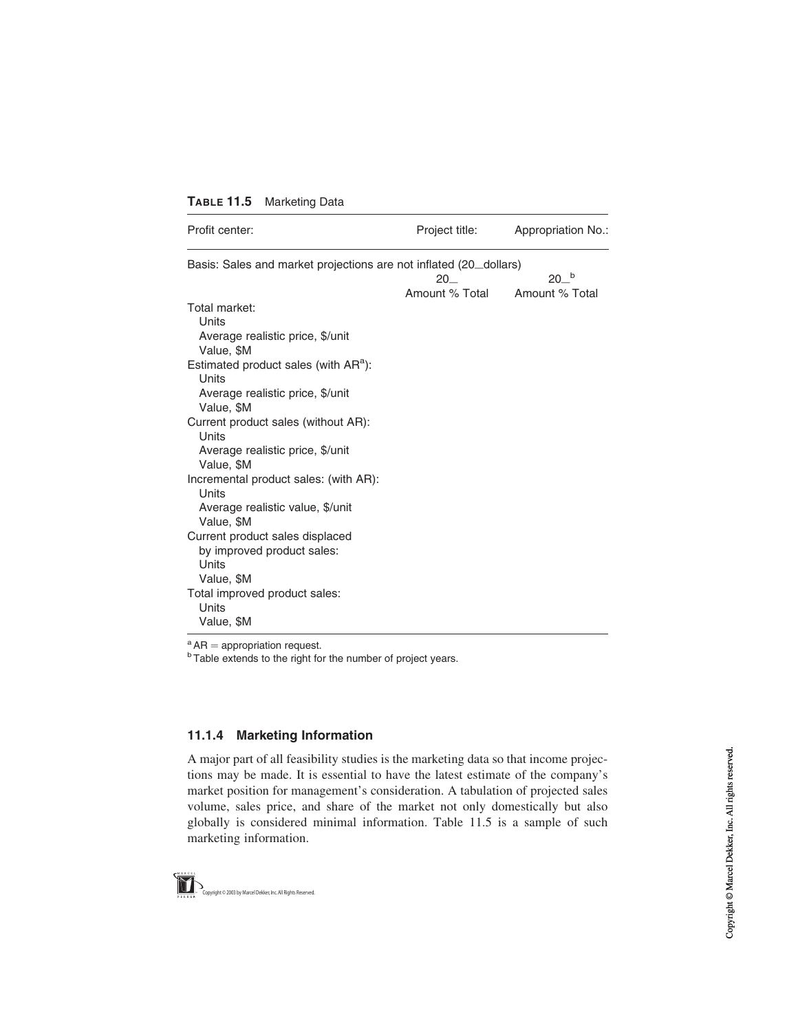**TABLE 11.5** Marketing Data

| Profit center: | Project title: | Appropriation No.: |
|---|---|---|
| Basis: Sales and market projections are not inflated (20_dollars) | 20_ | 20_[b] |
| | Amount % Total | Amount % Total |
| Total market: | | |
| Units | | |
| Average realistic price, $/unit | | |
| Value, $M | | |
| Estimated product sales (with AR[a]): | | |
| Units | | |
| Average realistic price, $/unit | | |
| Value, $M | | |
| Current product sales (without AR): | | |
| Units | | |
| Average realistic price, $/unit | | |
| Value, $M | | |
| Incremental product sales: (with AR): | | |
| Units | | |
| Average realistic value, $/unit | | |
| Value, $M | | |
| Current product sales displaced by improved product sales: | | |
| Units | | |
| Value, $M | | |
| Total improved product sales: | | |
| Units | | |
| Value, $M | | |

[a] AR = appropriation request.
[b] Table extends to the right for the number of project years.

### 11.1.4 Marketing Information

A major part of all feasibility studies is the marketing data so that income projections may be made. It is essential to have the latest estimate of the company's market position for management's consideration. A tabulation of projected sales volume, sales price, and share of the market not only domestically but also globally is considered minimal information. Table 11.5 is a sample of such marketing information.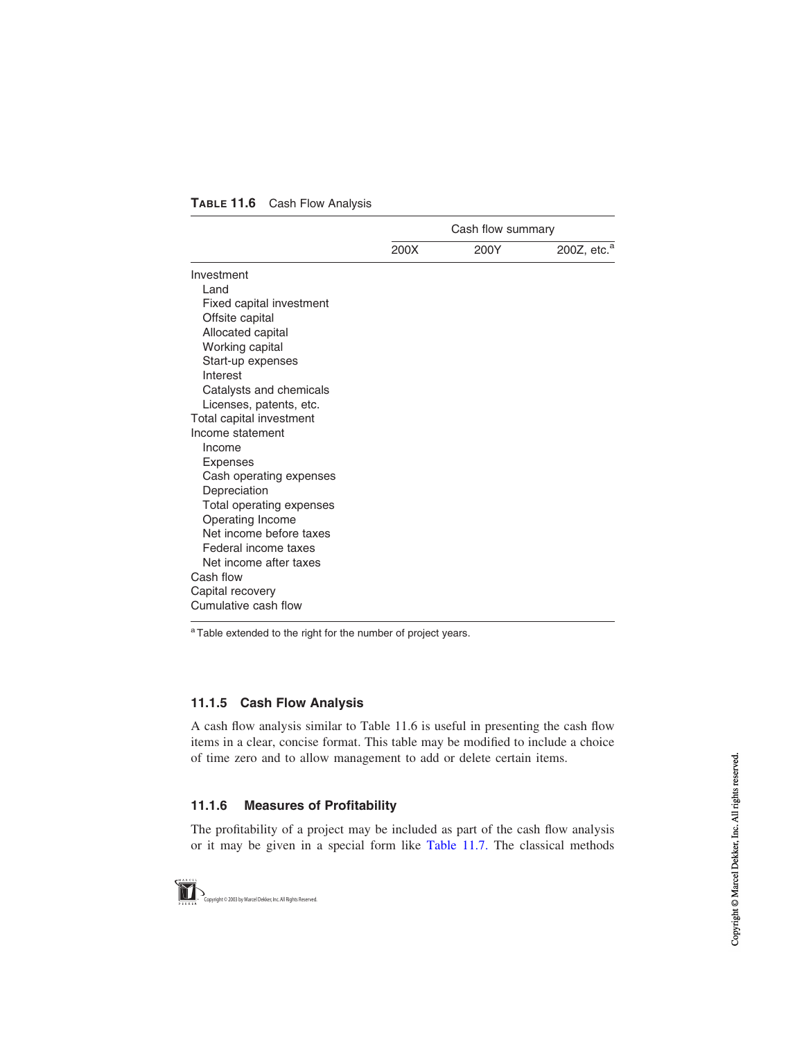**TABLE 11.6** Cash Flow Analysis

| | Cash flow summary | | |
|---|---|---|---|
| | 200X | 200Y | 200Z, etc.[a] |
| Investment | | | |
| Land | | | |
| Fixed capital investment | | | |
| Offsite capital | | | |
| Allocated capital | | | |
| Working capital | | | |
| Start-up expenses | | | |
| Interest | | | |
| Catalysts and chemicals | | | |
| Licenses, patents, etc. | | | |
| Total capital investment | | | |
| Income statement | | | |
| Income | | | |
| Expenses | | | |
| Cash operating expenses | | | |
| Depreciation | | | |
| Total operating expenses | | | |
| Operating Income | | | |
| Net income before taxes | | | |
| Federal income taxes | | | |
| Net income after taxes | | | |
| Cash flow | | | |
| Capital recovery | | | |
| Cumulative cash flow | | | |

[a] Table extended to the right for the number of project years.

### 11.1.5 Cash Flow Analysis

A cash flow analysis similar to Table 11.6 is useful in presenting the cash flow items in a clear, concise format. This table may be modified to include a choice of time zero and to allow management to add or delete certain items.

### 11.1.6 Measures of Profitability

The profitability of a project may be included as part of the cash flow analysis or it may be given in a special form like Table 11.7. The classical methods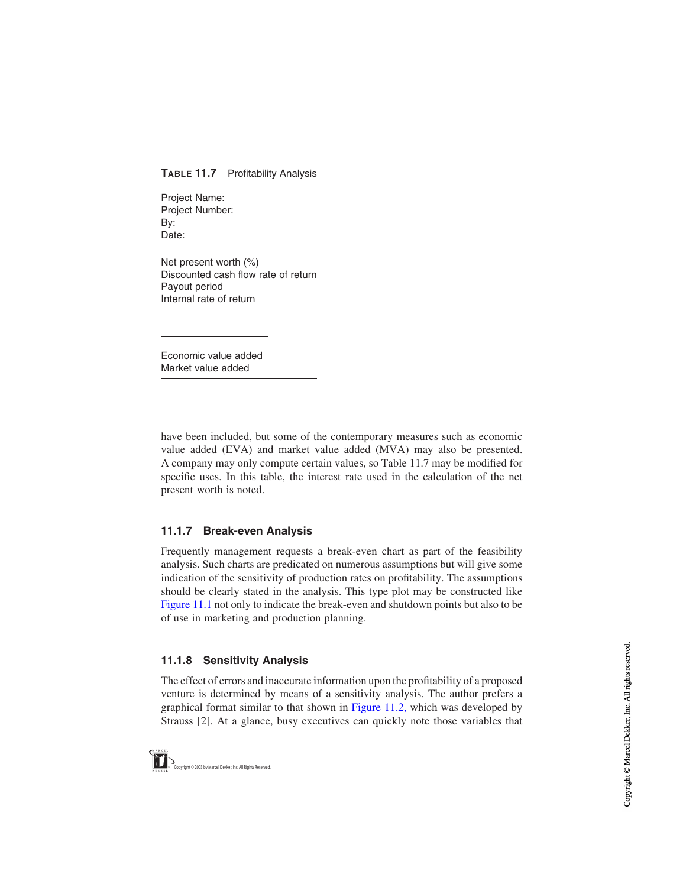**TABLE 11.7** Profitability Analysis

Project Name:
Project Number:
By:
Date:

Net present worth (%)
Discounted cash flow rate of return
Payout period
Internal rate of return

\_\_\_\_\_\_\_\_\_\_\_\_\_\_\_\_\_\_\_\_

\_\_\_\_\_\_\_\_\_\_\_\_\_\_\_\_\_\_\_\_

Economic value added
Market value added

have been included, but some of the contemporary measures such as economic value added (EVA) and market value added (MVA) may also be presented. A company may only compute certain values, so Table 11.7 may be modified for specific uses. In this table, the interest rate used in the calculation of the net present worth is noted.

### 11.1.7 Break-even Analysis

Frequently management requests a break-even chart as part of the feasibility analysis. Such charts are predicated on numerous assumptions but will give some indication of the sensitivity of production rates on profitability. The assumptions should be clearly stated in the analysis. This type plot may be constructed like Figure 11.1 not only to indicate the break-even and shutdown points but also to be of use in marketing and production planning.

### 11.1.8 Sensitivity Analysis

The effect of errors and inaccurate information upon the profitability of a proposed venture is determined by means of a sensitivity analysis. The author prefers a graphical format similar to that shown in Figure 11.2, which was developed by Strauss [2]. At a glance, busy executives can quickly note those variables that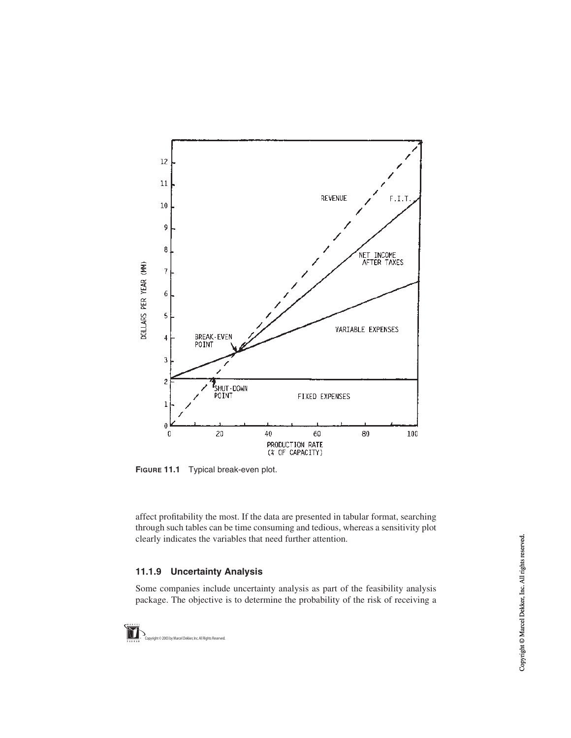**FIGURE 11.1** Typical break-even plot.

affect profitability the most. If the data are presented in tabular format, searching through such tables can be time consuming and tedious, whereas a sensitivity plot clearly indicates the variables that need further attention.

### 11.1.9 Uncertainty Analysis

Some companies include uncertainty analysis as part of the feasibility analysis package. The objective is to determine the probability of the risk of receiving a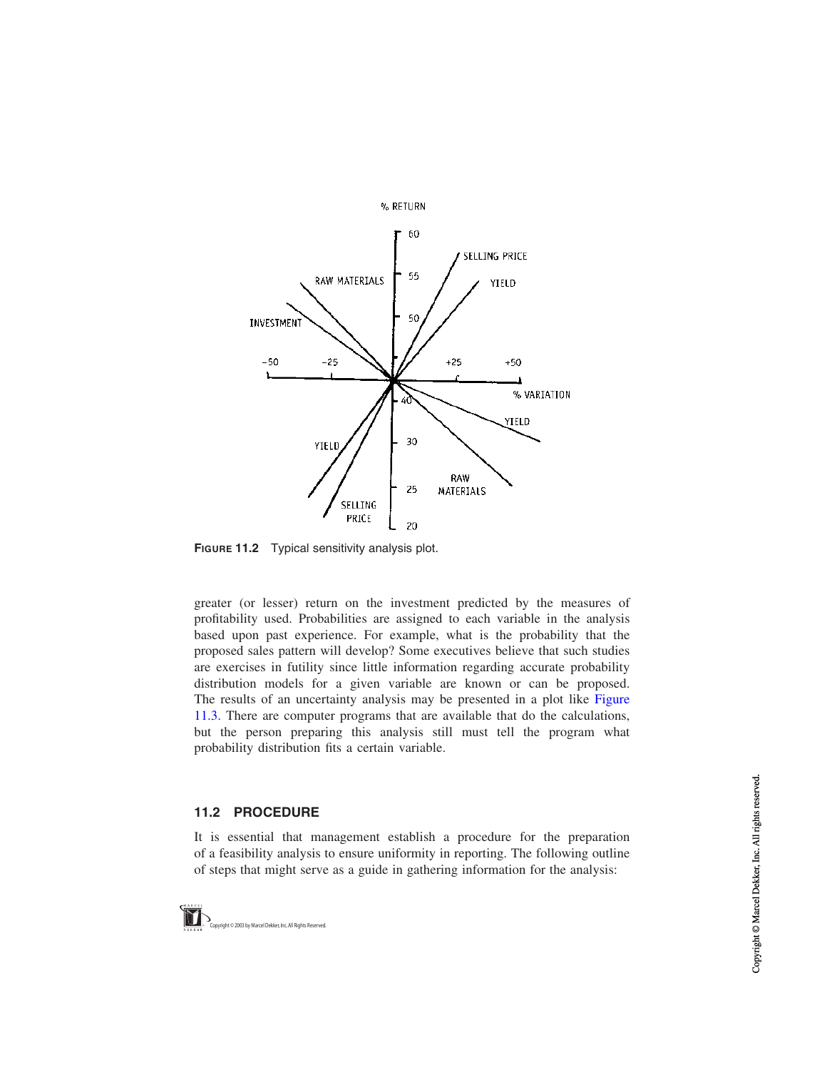FIGURE 11.2 Typical sensitivity analysis plot.

greater (or lesser) return on the investment predicted by the measures of profitability used. Probabilities are assigned to each variable in the analysis based upon past experience. For example, what is the probability that the proposed sales pattern will develop? Some executives believe that such studies are exercises in futility since little information regarding accurate probability distribution models for a given variable are known or can be proposed. The results of an uncertainty analysis may be presented in a plot like Figure 11.3. There are computer programs that are available that do the calculations, but the person preparing this analysis still must tell the program what probability distribution fits a certain variable.

## 11.2 PROCEDURE

It is essential that management establish a procedure for the preparation of a feasibility analysis to ensure uniformity in reporting. The following outline of steps that might serve as a guide in gathering information for the analysis: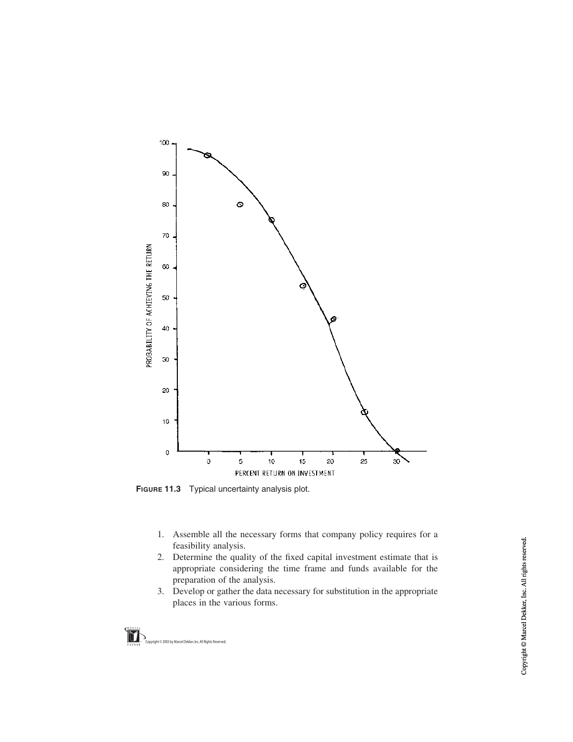**FIGURE 11.3** Typical uncertainty analysis plot.

1. Assemble all the necessary forms that company policy requires for a feasibility analysis.
2. Determine the quality of the fixed capital investment estimate that is appropriate considering the time frame and funds available for the preparation of the analysis.
3. Develop or gather the data necessary for substitution in the appropriate places in the various forms.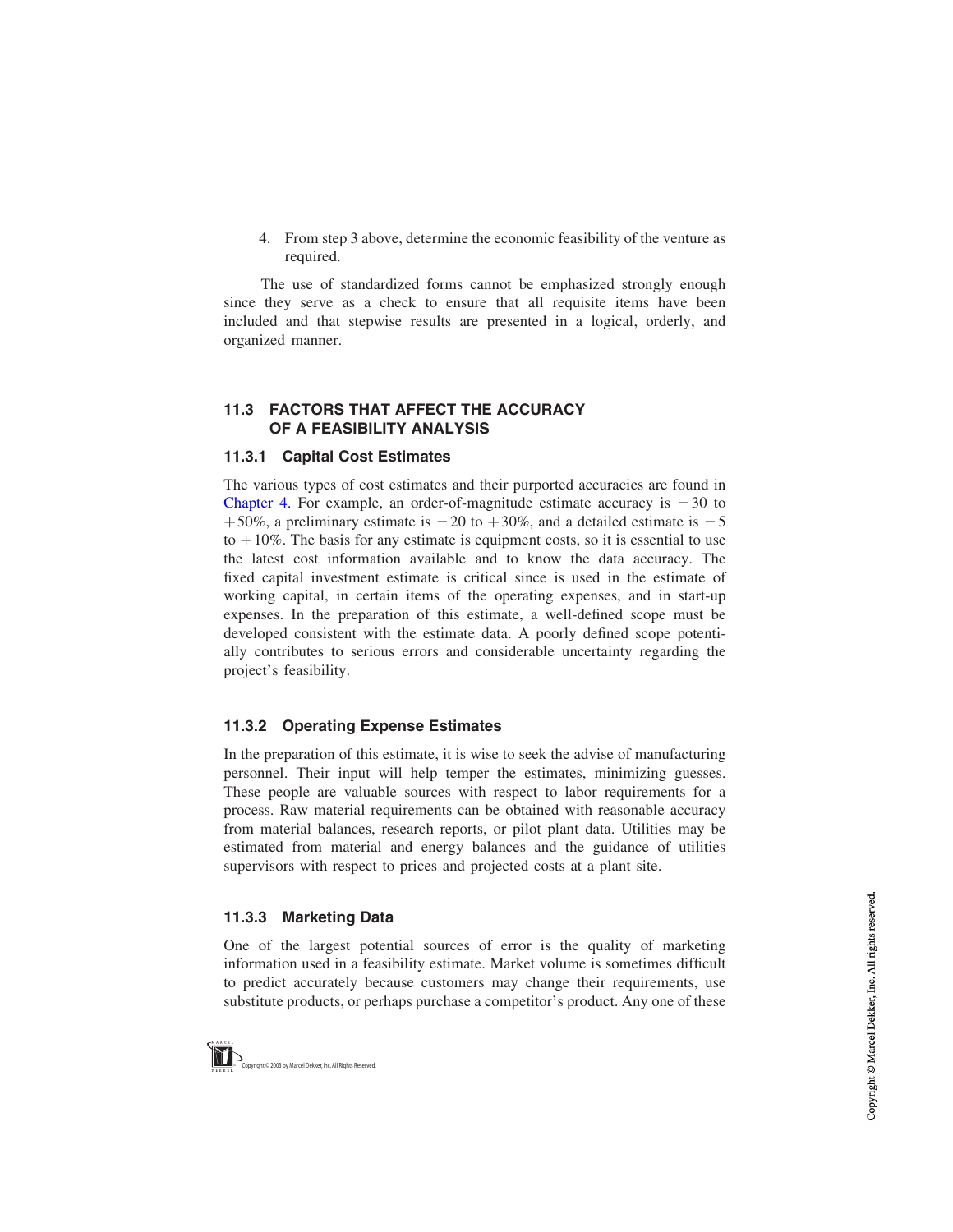4. From step 3 above, determine the economic feasibility of the venture as required.

The use of standardized forms cannot be emphasized strongly enough since they serve as a check to ensure that all requisite items have been included and that stepwise results are presented in a logical, orderly, and organized manner.

## 11.3 FACTORS THAT AFFECT THE ACCURACY OF A FEASIBILITY ANALYSIS

### 11.3.1 Capital Cost Estimates

The various types of cost estimates and their purported accuracies are found in Chapter 4. For example, an order-of-magnitude estimate accuracy is $-30$ to $+50\%$, a preliminary estimate is $-20$ to $+30\%$, and a detailed estimate is $-5$ to $+10\%$. The basis for any estimate is equipment costs, so it is essential to use the latest cost information available and to know the data accuracy. The fixed capital investment estimate is critical since is used in the estimate of working capital, in certain items of the operating expenses, and in start-up expenses. In the preparation of this estimate, a well-defined scope must be developed consistent with the estimate data. A poorly defined scope potentially contributes to serious errors and considerable uncertainty regarding the project's feasibility.

### 11.3.2 Operating Expense Estimates

In the preparation of this estimate, it is wise to seek the advise of manufacturing personnel. Their input will help temper the estimates, minimizing guesses. These people are valuable sources with respect to labor requirements for a process. Raw material requirements can be obtained with reasonable accuracy from material balances, research reports, or pilot plant data. Utilities may be estimated from material and energy balances and the guidance of utilities supervisors with respect to prices and projected costs at a plant site.

### 11.3.3 Marketing Data

One of the largest potential sources of error is the quality of marketing information used in a feasibility estimate. Market volume is sometimes difficult to predict accurately because customers may change their requirements, use substitute products, or perhaps purchase a competitor's product. Any one of these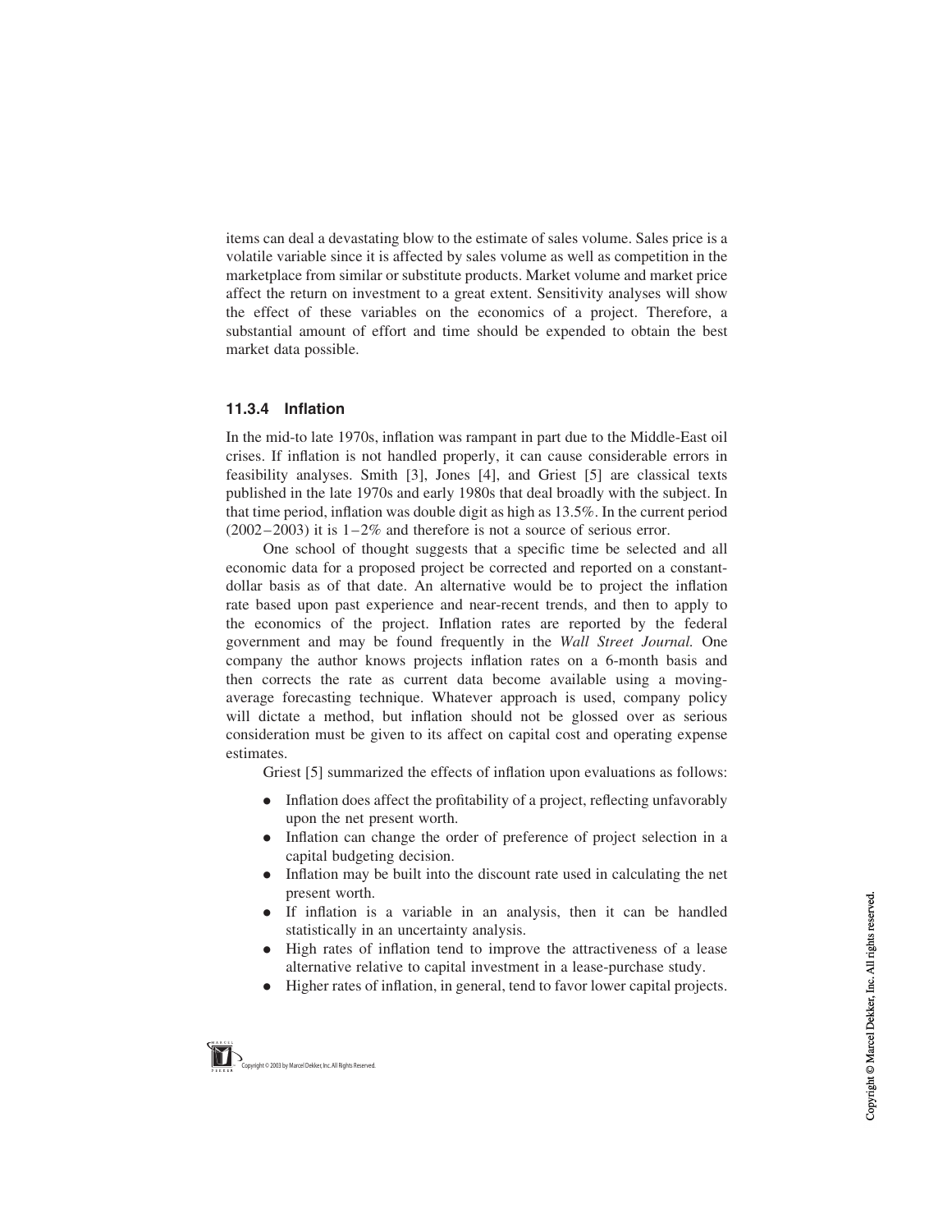items can deal a devastating blow to the estimate of sales volume. Sales price is a volatile variable since it is affected by sales volume as well as competition in the marketplace from similar or substitute products. Market volume and market price affect the return on investment to a great extent. Sensitivity analyses will show the effect of these variables on the economics of a project. Therefore, a substantial amount of effort and time should be expended to obtain the best market data possible.

### 11.3.4 Inflation

In the mid-to late 1970s, inflation was rampant in part due to the Middle-East oil crises. If inflation is not handled properly, it can cause considerable errors in feasibility analyses. Smith [3], Jones [4], and Griest [5] are classical texts published in the late 1970s and early 1980s that deal broadly with the subject. In that time period, inflation was double digit as high as 13.5%. In the current period (2002–2003) it is 1–2% and therefore is not a source of serious error.

One school of thought suggests that a specific time be selected and all economic data for a proposed project be corrected and reported on a constant-dollar basis as of that date. An alternative would be to project the inflation rate based upon past experience and near-recent trends, and then to apply to the economics of the project. Inflation rates are reported by the federal government and may be found frequently in the *Wall Street Journal.* One company the author knows projects inflation rates on a 6-month basis and then corrects the rate as current data become available using a moving-average forecasting technique. Whatever approach is used, company policy will dictate a method, but inflation should not be glossed over as serious consideration must be given to its affect on capital cost and operating expense estimates.

Griest [5] summarized the effects of inflation upon evaluations as follows:

- Inflation does affect the profitability of a project, reflecting unfavorably upon the net present worth.
- Inflation can change the order of preference of project selection in a capital budgeting decision.
- Inflation may be built into the discount rate used in calculating the net present worth.
- If inflation is a variable in an analysis, then it can be handled statistically in an uncertainty analysis.
- High rates of inflation tend to improve the attractiveness of a lease alternative relative to capital investment in a lease-purchase study.
- Higher rates of inflation, in general, tend to favor lower capital projects.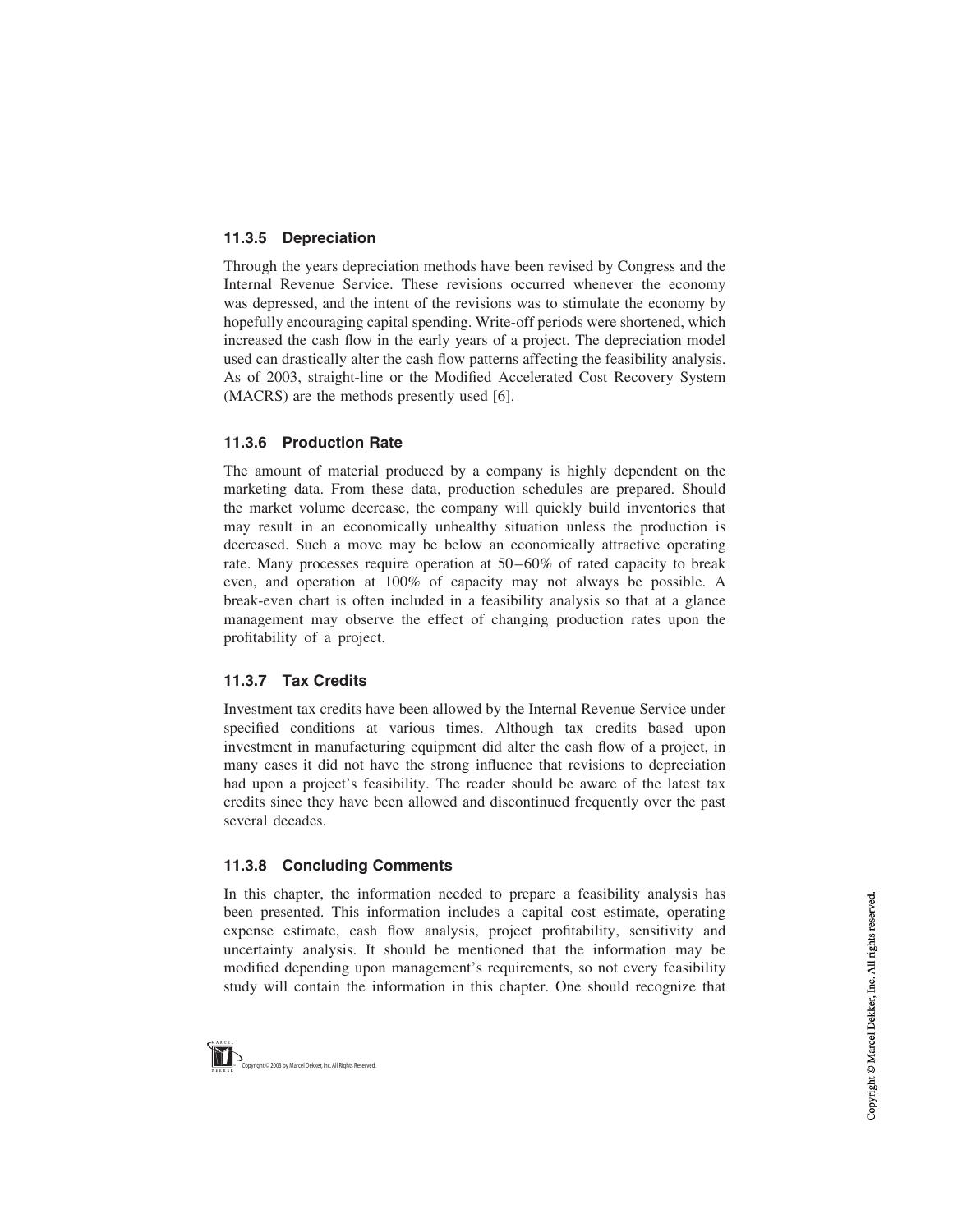### 11.3.5 Depreciation

Through the years depreciation methods have been revised by Congress and the Internal Revenue Service. These revisions occurred whenever the economy was depressed, and the intent of the revisions was to stimulate the economy by hopefully encouraging capital spending. Write-off periods were shortened, which increased the cash flow in the early years of a project. The depreciation model used can drastically alter the cash flow patterns affecting the feasibility analysis. As of 2003, straight-line or the Modified Accelerated Cost Recovery System (MACRS) are the methods presently used [6].

### 11.3.6 Production Rate

The amount of material produced by a company is highly dependent on the marketing data. From these data, production schedules are prepared. Should the market volume decrease, the company will quickly build inventories that may result in an economically unhealthy situation unless the production is decreased. Such a move may be below an economically attractive operating rate. Many processes require operation at 50–60% of rated capacity to break even, and operation at 100% of capacity may not always be possible. A break-even chart is often included in a feasibility analysis so that at a glance management may observe the effect of changing production rates upon the profitability of a project.

### 11.3.7 Tax Credits

Investment tax credits have been allowed by the Internal Revenue Service under specified conditions at various times. Although tax credits based upon investment in manufacturing equipment did alter the cash flow of a project, in many cases it did not have the strong influence that revisions to depreciation had upon a project's feasibility. The reader should be aware of the latest tax credits since they have been allowed and discontinued frequently over the past several decades.

### 11.3.8 Concluding Comments

In this chapter, the information needed to prepare a feasibility analysis has been presented. This information includes a capital cost estimate, operating expense estimate, cash flow analysis, project profitability, sensitivity and uncertainty analysis. It should be mentioned that the information may be modified depending upon management's requirements, so not every feasibility study will contain the information in this chapter. One should recognize that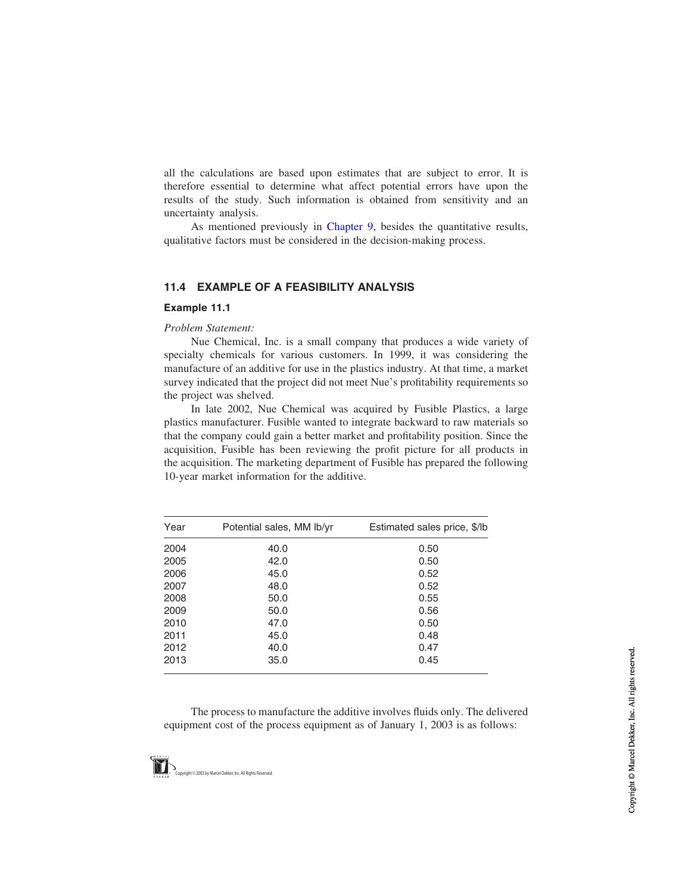all the calculations are based upon estimates that are subject to error. It is therefore essential to determine what affect potential errors have upon the results of the study. Such information is obtained from sensitivity and an uncertainty analysis.

As mentioned previously in Chapter 9, besides the quantitative results, qualitative factors must be considered in the decision-making process.

## 11.4 EXAMPLE OF A FEASIBILITY ANALYSIS

### Example 11.1

*Problem Statement:*

Nue Chemical, Inc. is a small company that produces a wide variety of specialty chemicals for various customers. In 1999, it was considering the manufacture of an additive for use in the plastics industry. At that time, a market survey indicated that the project did not meet Nue's profitability requirements so the project was shelved.

In late 2002, Nue Chemical was acquired by Fusible Plastics, a large plastics manufacturer. Fusible wanted to integrate backward to raw materials so that the company could gain a better market and profitability position. Since the acquisition, Fusible has been reviewing the profit picture for all products in the acquisition. The marketing department of Fusible has prepared the following 10-year market information for the additive.

| Year | Potential sales, MM lb/yr | Estimated sales price, $/lb |
|---|---|---|
| 2004 | 40.0 | 0.50 |
| 2005 | 42.0 | 0.50 |
| 2006 | 45.0 | 0.52 |
| 2007 | 48.0 | 0.52 |
| 2008 | 50.0 | 0.55 |
| 2009 | 50.0 | 0.56 |
| 2010 | 47.0 | 0.50 |
| 2011 | 45.0 | 0.48 |
| 2012 | 40.0 | 0.47 |
| 2013 | 35.0 | 0.45 |

The process to manufacture the additive involves fluids only. The delivered equipment cost of the process equipment as of January 1, 2003 is as follows: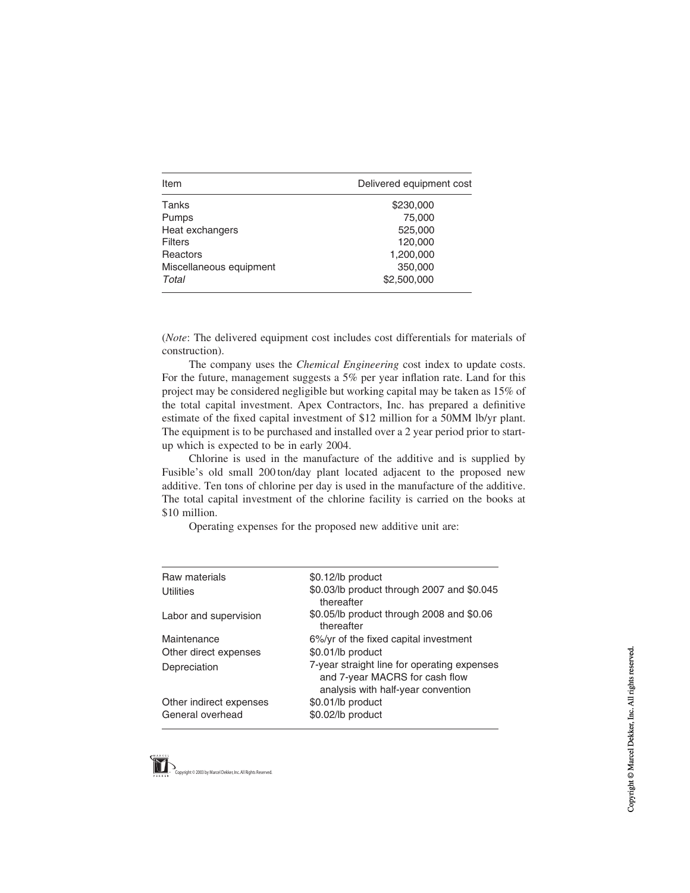| Item | Delivered equipment cost |
|---|---|
| Tanks | \$230,000 |
| Pumps | 75,000 |
| Heat exchangers | 525,000 |
| Filters | 120,000 |
| Reactors | 1,200,000 |
| Miscellaneous equipment | 350,000 |
| *Total* | \$2,500,000 |

(*Note*: The delivered equipment cost includes cost differentials for materials of construction).

The company uses the *Chemical Engineering* cost index to update costs. For the future, management suggests a 5% per year inflation rate. Land for this project may be considered negligible but working capital may be taken as 15% of the total capital investment. Apex Contractors, Inc. has prepared a definitive estimate of the fixed capital investment of \$12 million for a 50MM lb/yr plant. The equipment is to be purchased and installed over a 2 year period prior to start-up which is expected to be in early 2004.

Chlorine is used in the manufacture of the additive and is supplied by Fusible's old small 200 ton/day plant located adjacent to the proposed new additive. Ten tons of chlorine per day is used in the manufacture of the additive. The total capital investment of the chlorine facility is carried on the books at \$10 million.

Operating expenses for the proposed new additive unit are:

| | |
|---|---|
| Raw materials | \$0.12/lb product |
| Utilities | \$0.03/lb product through 2007 and \$0.045 thereafter |
| Labor and supervision | \$0.05/lb product through 2008 and \$0.06 thereafter |
| Maintenance | 6%/yr of the fixed capital investment |
| Other direct expenses | \$0.01/lb product |
| Depreciation | 7-year straight line for operating expenses and 7-year MACRS for cash flow analysis with half-year convention |
| Other indirect expenses | \$0.01/lb product |
| General overhead | \$0.02/lb product |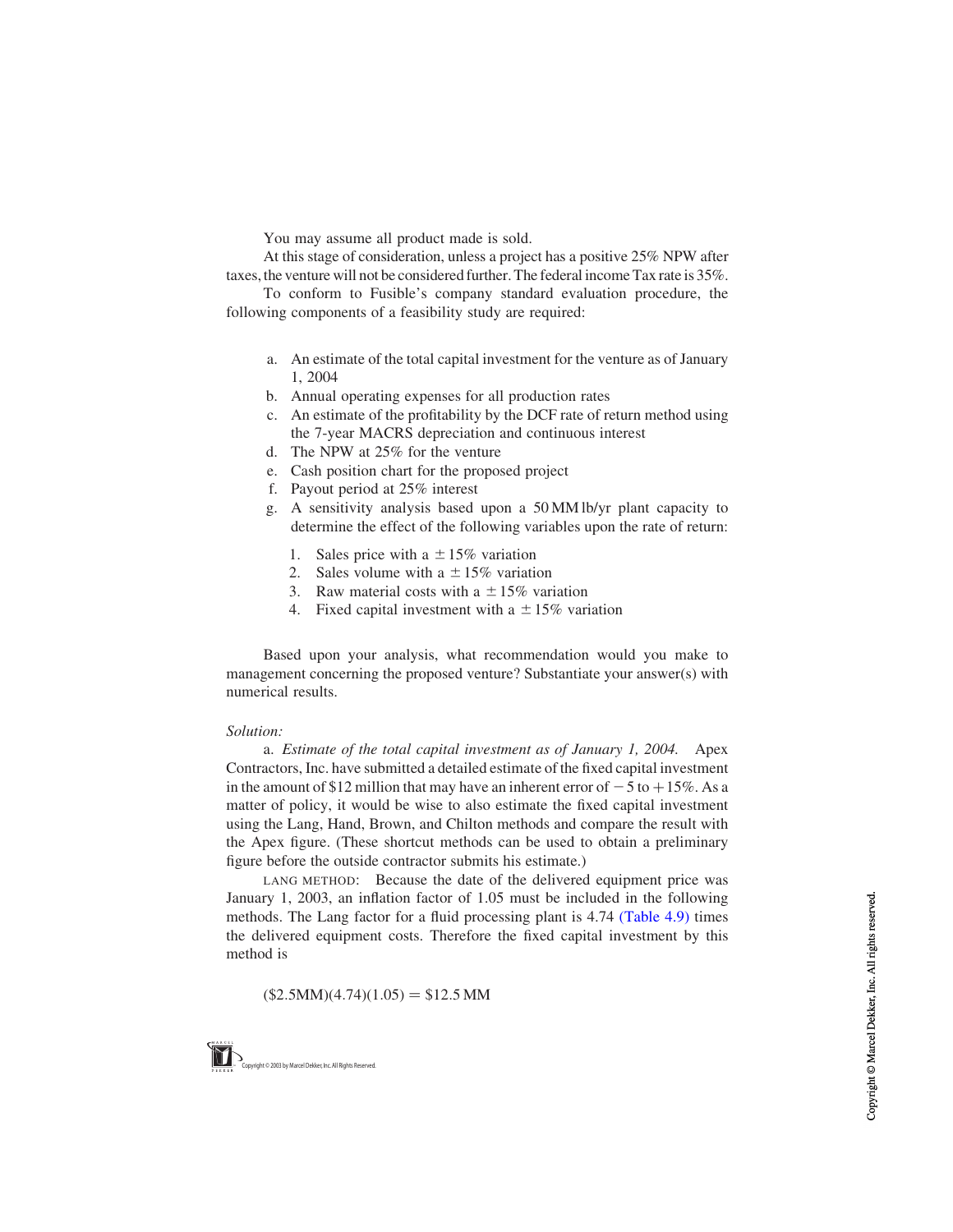You may assume all product made is sold.

At this stage of consideration, unless a project has a positive 25% NPW after taxes, the venture will not be considered further. The federal income Tax rate is 35%.

To conform to Fusible's company standard evaluation procedure, the following components of a feasibility study are required:

a. An estimate of the total capital investment for the venture as of January 1, 2004
b. Annual operating expenses for all production rates
c. An estimate of the profitability by the DCF rate of return method using the 7-year MACRS depreciation and continuous interest
d. The NPW at 25% for the venture
e. Cash position chart for the proposed project
f. Payout period at 25% interest
g. A sensitivity analysis based upon a 50 MM lb/yr plant capacity to determine the effect of the following variables upon the rate of return:
    1. Sales price with a $\pm 15\%$ variation
    2. Sales volume with a $\pm 15\%$ variation
    3. Raw material costs with a $\pm 15\%$ variation
    4. Fixed capital investment with a $\pm 15\%$ variation

Based upon your analysis, what recommendation would you make to management concerning the proposed venture? Substantiate your answer(s) with numerical results.

*Solution:*

a. *Estimate of the total capital investment as of January 1, 2004.* Apex Contractors, Inc. have submitted a detailed estimate of the fixed capital investment in the amount of \$12 million that may have an inherent error of $-5$ to $+15\%$. As a matter of policy, it would be wise to also estimate the fixed capital investment using the Lang, Hand, Brown, and Chilton methods and compare the result with the Apex figure. (These shortcut methods can be used to obtain a preliminary figure before the outside contractor submits his estimate.)

LANG METHOD: Because the date of the delivered equipment price was January 1, 2003, an inflation factor of 1.05 must be included in the following methods. The Lang factor for a fluid processing plant is 4.74 (Table 4.9) times the delivered equipment costs. Therefore the fixed capital investment by this method is

$$(\$2.5\text{MM})(4.74)(1.05) = \$12.5\text{ MM}$$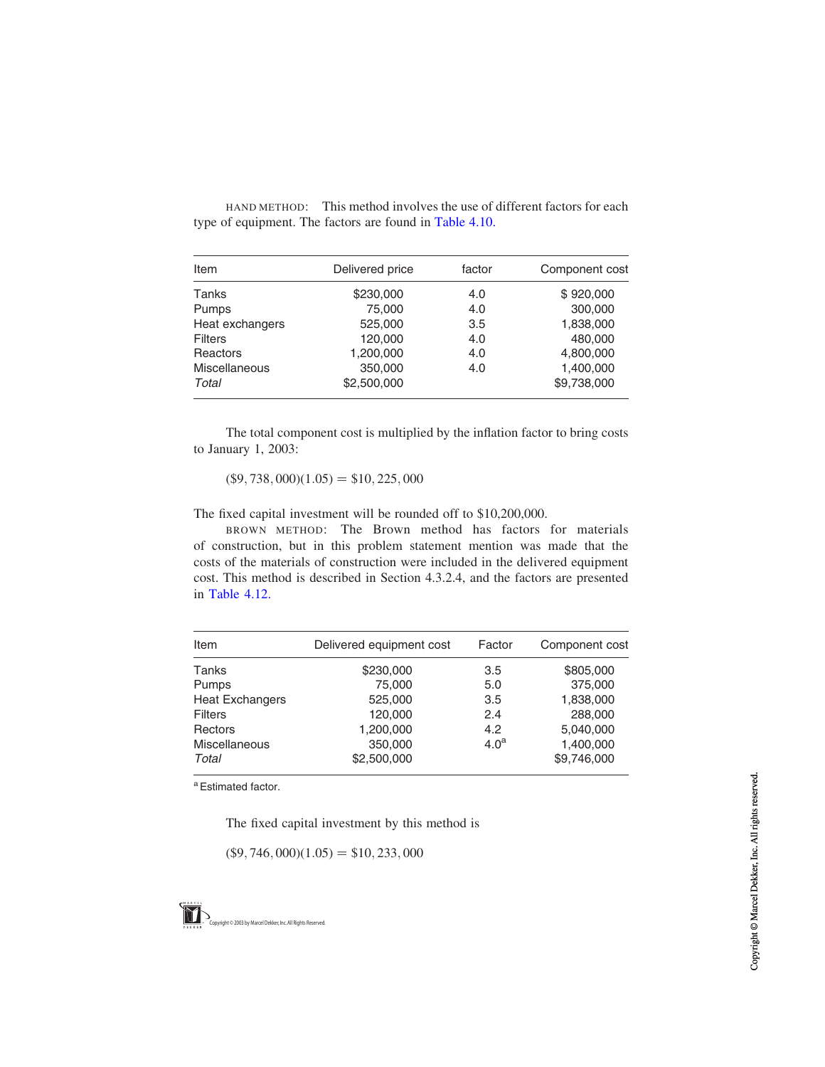HAND METHOD: This method involves the use of different factors for each type of equipment. The factors are found in Table 4.10.

| Item | Delivered price | factor | Component cost |
|---|---|---|---|
| Tanks | $230,000 | 4.0 | $ 920,000 |
| Pumps | 75,000 | 4.0 | 300,000 |
| Heat exchangers | 525,000 | 3.5 | 1,838,000 |
| Filters | 120,000 | 4.0 | 480,000 |
| Reactors | 1,200,000 | 4.0 | 4,800,000 |
| Miscellaneous | 350,000 | 4.0 | 1,400,000 |
| *Total* | $2,500,000 | | $9,738,000 |

The total component cost is multiplied by the inflation factor to bring costs to January 1, 2003:

$$(\$9,738,000)(1.05) = \$10,225,000$$

The fixed capital investment will be rounded off to $10,200,000.

BROWN METHOD: The Brown method has factors for materials of construction, but in this problem statement mention was made that the costs of the materials of construction were included in the delivered equipment cost. This method is described in Section 4.3.2.4, and the factors are presented in Table 4.12.

| Item | Delivered equipment cost | Factor | Component cost |
|---|---|---|---|
| Tanks | $230,000 | 3.5 | $805,000 |
| Pumps | 75,000 | 5.0 | 375,000 |
| Heat Exchangers | 525,000 | 3.5 | 1,838,000 |
| Filters | 120,000 | 2.4 | 288,000 |
| Rectors | 1,200,000 | 4.2 | 5,040,000 |
| Miscellaneous | 350,000 | 4.0[a] | 1,400,000 |
| *Total* | $2,500,000 | | $9,746,000 |

[a] Estimated factor.

The fixed capital investment by this method is

$$(\$9,746,000)(1.05) = \$10,233,000$$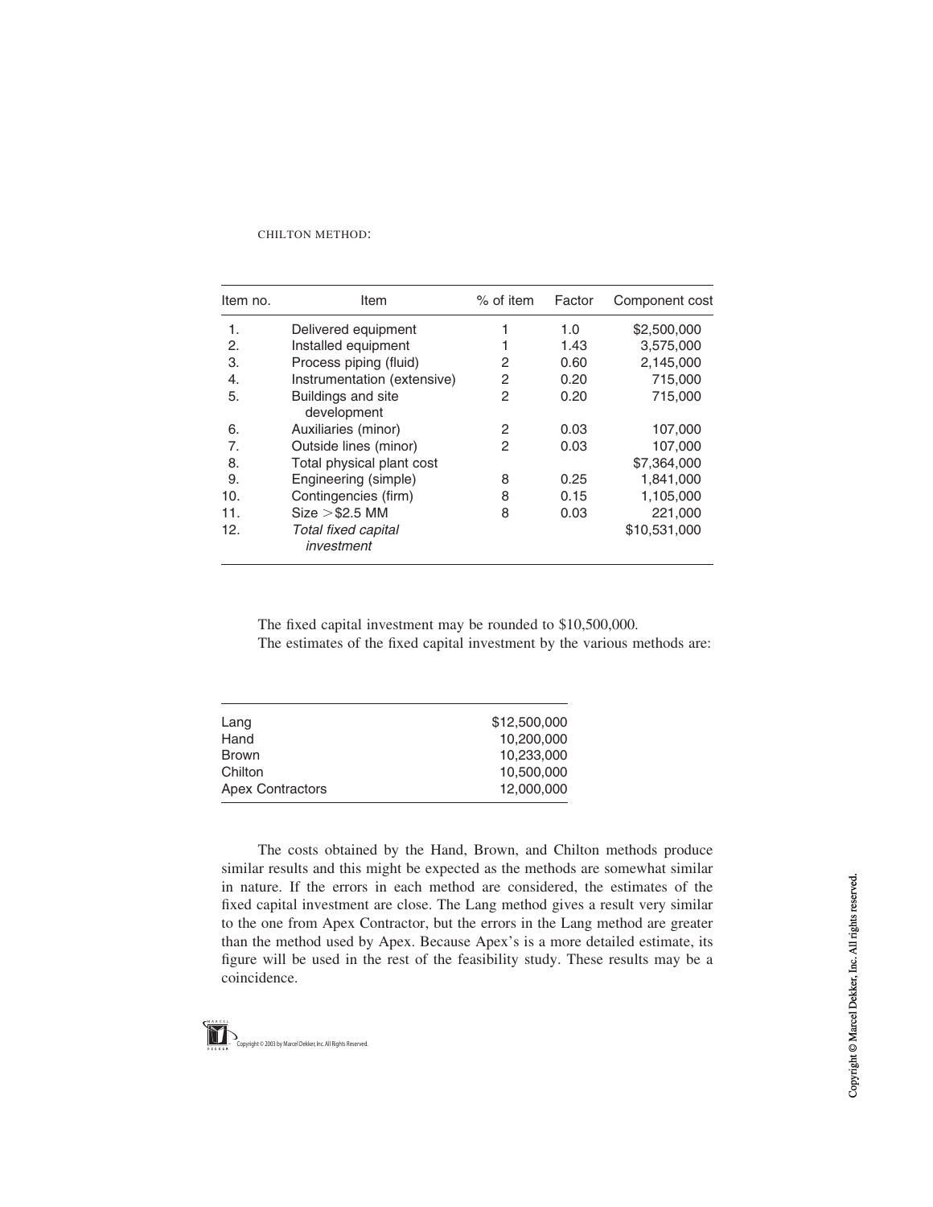CHILTON METHOD:

| Item no. | Item | % of item | Factor | Component cost |
|---|---|---|---|---|
| 1. | Delivered equipment | 1 | 1.0 | $2,500,000 |
| 2. | Installed equipment | 1 | 1.43 | 3,575,000 |
| 3. | Process piping (fluid) | 2 | 0.60 | 2,145,000 |
| 4. | Instrumentation (extensive) | 2 | 0.20 | 715,000 |
| 5. | Buildings and site development | 2 | 0.20 | 715,000 |
| 6. | Auxiliaries (minor) | 2 | 0.03 | 107,000 |
| 7. | Outside lines (minor) | 2 | 0.03 | 107,000 |
| 8. | Total physical plant cost | | | $7,364,000 |
| 9. | Engineering (simple) | 8 | 0.25 | 1,841,000 |
| 10. | Contingencies (firm) | 8 | 0.15 | 1,105,000 |
| 11. | Size > $2.5 MM | 8 | 0.03 | 221,000 |
| 12. | *Total fixed capital investment* | | | $10,531,000 |

The fixed capital investment may be rounded to $10,500,000.

The estimates of the fixed capital investment by the various methods are:

| | |
|---|---|
| Lang | $12,500,000 |
| Hand | 10,200,000 |
| Brown | 10,233,000 |
| Chilton | 10,500,000 |
| Apex Contractors | 12,000,000 |

The costs obtained by the Hand, Brown, and Chilton methods produce similar results and this might be expected as the methods are somewhat similar in nature. If the errors in each method are considered, the estimates of the fixed capital investment are close. The Lang method gives a result very similar to the one from Apex Contractor, but the errors in the Lang method are greater than the method used by Apex. Because Apex's is a more detailed estimate, its figure will be used in the rest of the feasibility study. These results may be a coincidence.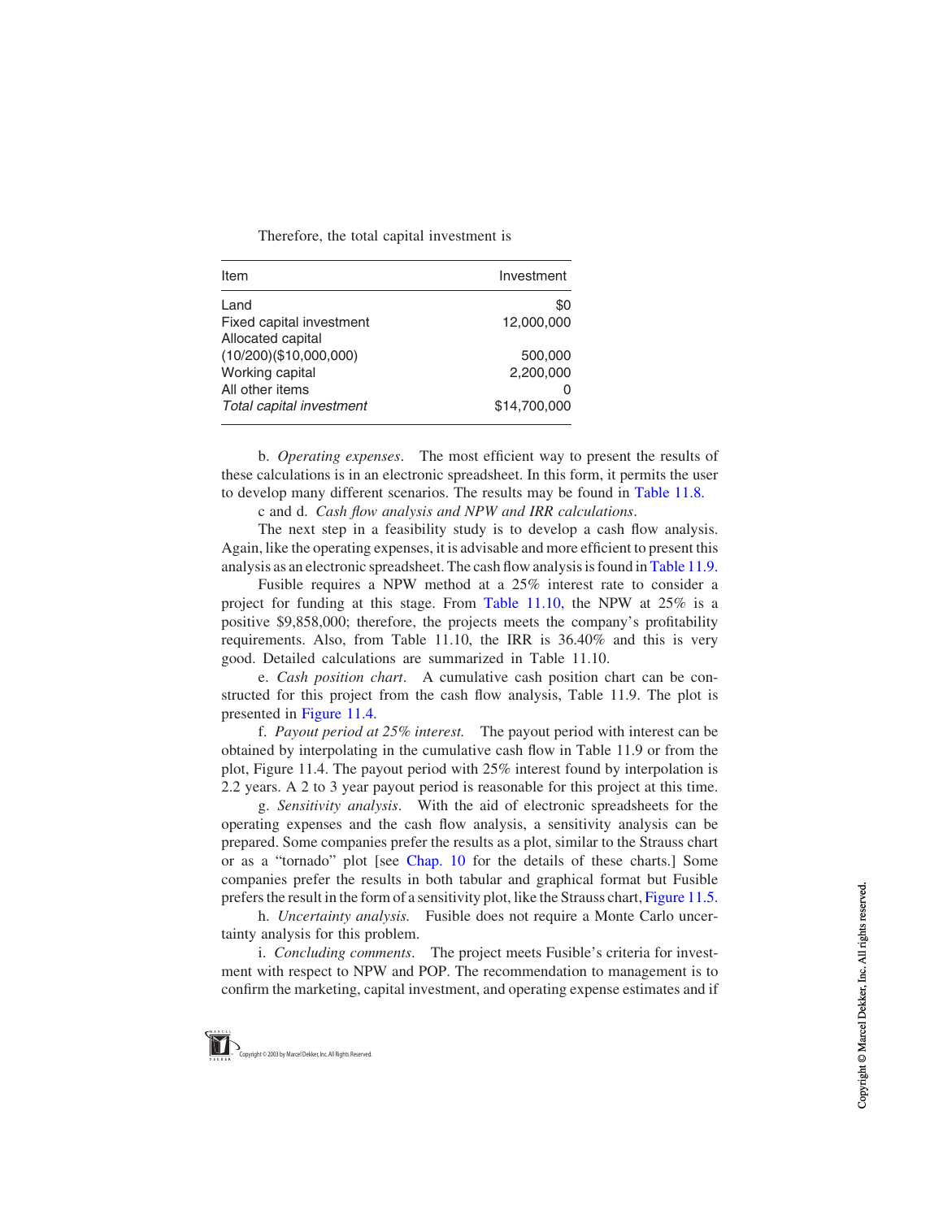Therefore, the total capital investment is

| Item | Investment |
|---|---|
| Land | $0 |
| Fixed capital investment | 12,000,000 |
| Allocated capital | |
| (10/200)($10,000,000) | 500,000 |
| Working capital | 2,200,000 |
| All other items | 0 |
| *Total capital investment* | $14,700,000 |

b. *Operating expenses*. The most efficient way to present the results of these calculations is in an electronic spreadsheet. In this form, it permits the user to develop many different scenarios. The results may be found in Table 11.8.

c and d. *Cash flow analysis and NPW and IRR calculations*.

The next step in a feasibility study is to develop a cash flow analysis. Again, like the operating expenses, it is advisable and more efficient to present this analysis as an electronic spreadsheet. The cash flow analysis is found in Table 11.9.

Fusible requires a NPW method at a 25% interest rate to consider a project for funding at this stage. From Table 11.10, the NPW at 25% is a positive $9,858,000; therefore, the projects meets the company's profitability requirements. Also, from Table 11.10, the IRR is 36.40% and this is very good. Detailed calculations are summarized in Table 11.10.

e. *Cash position chart*. A cumulative cash position chart can be constructed for this project from the cash flow analysis, Table 11.9. The plot is presented in Figure 11.4.

f. *Payout period at 25% interest.* The payout period with interest can be obtained by interpolating in the cumulative cash flow in Table 11.9 or from the plot, Figure 11.4. The payout period with 25% interest found by interpolation is 2.2 years. A 2 to 3 year payout period is reasonable for this project at this time.

g. *Sensitivity analysis*. With the aid of electronic spreadsheets for the operating expenses and the cash flow analysis, a sensitivity analysis can be prepared. Some companies prefer the results as a plot, similar to the Strauss chart or as a "tornado" plot [see Chap. 10 for the details of these charts.] Some companies prefer the results in both tabular and graphical format but Fusible prefers the result in the form of a sensitivity plot, like the Strauss chart, Figure 11.5.

h. *Uncertainty analysis.* Fusible does not require a Monte Carlo uncertainty analysis for this problem.

i. *Concluding comments*. The project meets Fusible's criteria for investment with respect to NPW and POP. The recommendation to management is to confirm the marketing, capital investment, and operating expense estimates and if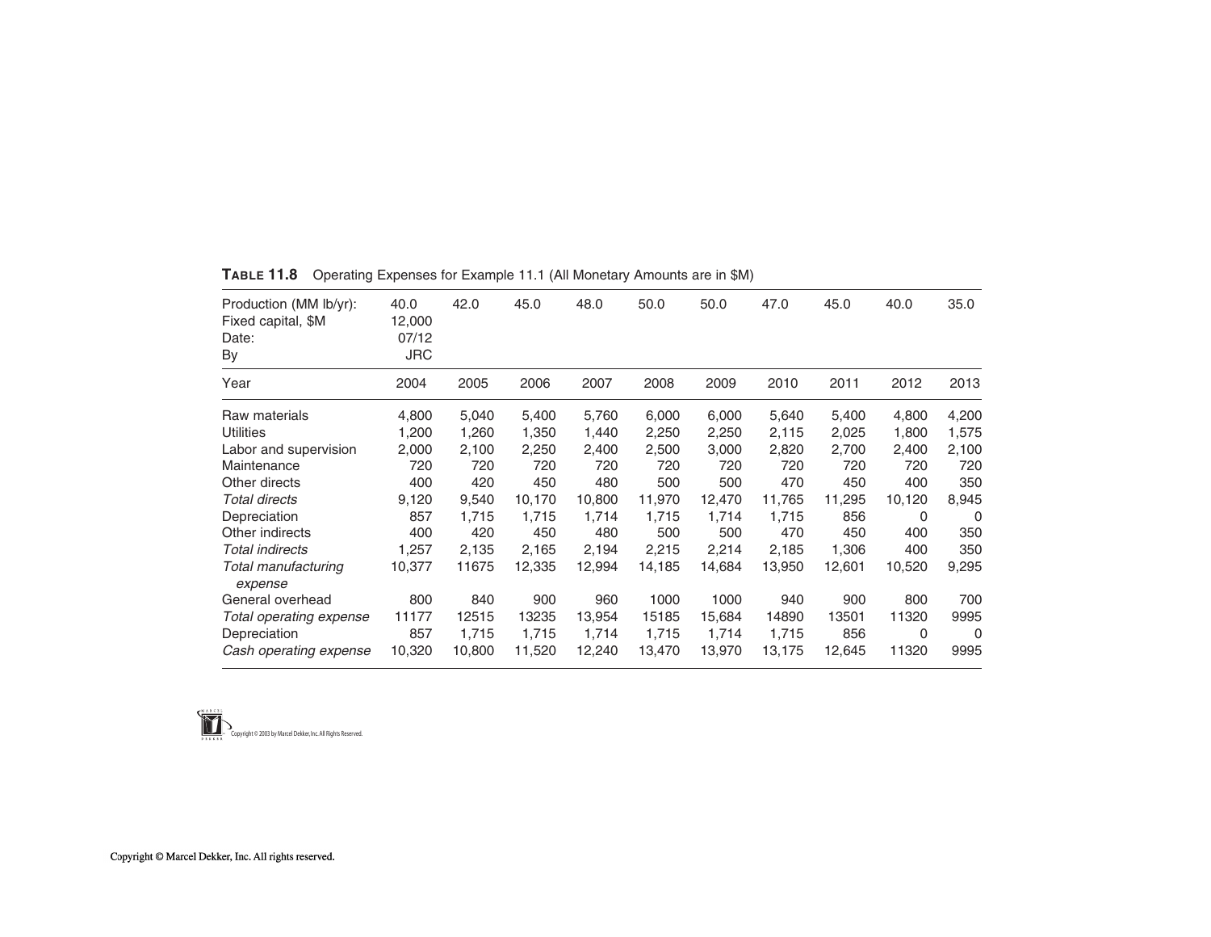**TABLE 11.8** Operating Expenses for Example 11.1 (All Monetary Amounts are in $M)

| Production (MM lb/yr): | 40.0 | 42.0 | 45.0 | 48.0 | 50.0 | 50.0 | 47.0 | 45.0 | 40.0 | 35.0 |
|---|---|---|---|---|---|---|---|---|---|---|
| Fixed capital, $M | 12,000 | | | | | | | | | |
| Date: | 07/12 | | | | | | | | | |
| By | JRC | | | | | | | | | |
| Year | 2004 | 2005 | 2006 | 2007 | 2008 | 2009 | 2010 | 2011 | 2012 | 2013 |
| Raw materials | 4,800 | 5,040 | 5,400 | 5,760 | 6,000 | 6,000 | 5,640 | 5,400 | 4,800 | 4,200 |
| Utilities | 1,200 | 1,260 | 1,350 | 1,440 | 2,250 | 2,250 | 2,115 | 2,025 | 1,800 | 1,575 |
| Labor and supervision | 2,000 | 2,100 | 2,250 | 2,400 | 2,500 | 3,000 | 2,820 | 2,700 | 2,400 | 2,100 |
| Maintenance | 720 | 720 | 720 | 720 | 720 | 720 | 720 | 720 | 720 | 720 |
| Other directs | 400 | 420 | 450 | 480 | 500 | 500 | 470 | 450 | 400 | 350 |
| *Total directs* | 9,120 | 9,540 | 10,170 | 10,800 | 11,970 | 12,470 | 11,765 | 11,295 | 10,120 | 8,945 |
| Depreciation | 857 | 1,715 | 1,715 | 1,714 | 1,715 | 1,714 | 1,715 | 856 | 0 | 0 |
| Other indirects | 400 | 420 | 450 | 480 | 500 | 500 | 470 | 450 | 400 | 350 |
| *Total indirects* | 1,257 | 2,135 | 2,165 | 2,194 | 2,215 | 2,214 | 2,185 | 1,306 | 400 | 350 |
| *Total manufacturing expense* | 10,377 | 11675 | 12,335 | 12,994 | 14,185 | 14,684 | 13,950 | 12,601 | 10,520 | 9,295 |
| General overhead | 800 | 840 | 900 | 960 | 1000 | 1000 | 940 | 900 | 800 | 700 |
| *Total operating expense* | 11177 | 12515 | 13235 | 13,954 | 15185 | 15,684 | 14890 | 13501 | 11320 | 9995 |
| Depreciation | 857 | 1,715 | 1,715 | 1,714 | 1,715 | 1,714 | 1,715 | 856 | 0 | 0 |
| *Cash operating expense* | 10,320 | 10,800 | 11,520 | 12,240 | 13,470 | 13,970 | 13,175 | 12,645 | 11320 | 9995 |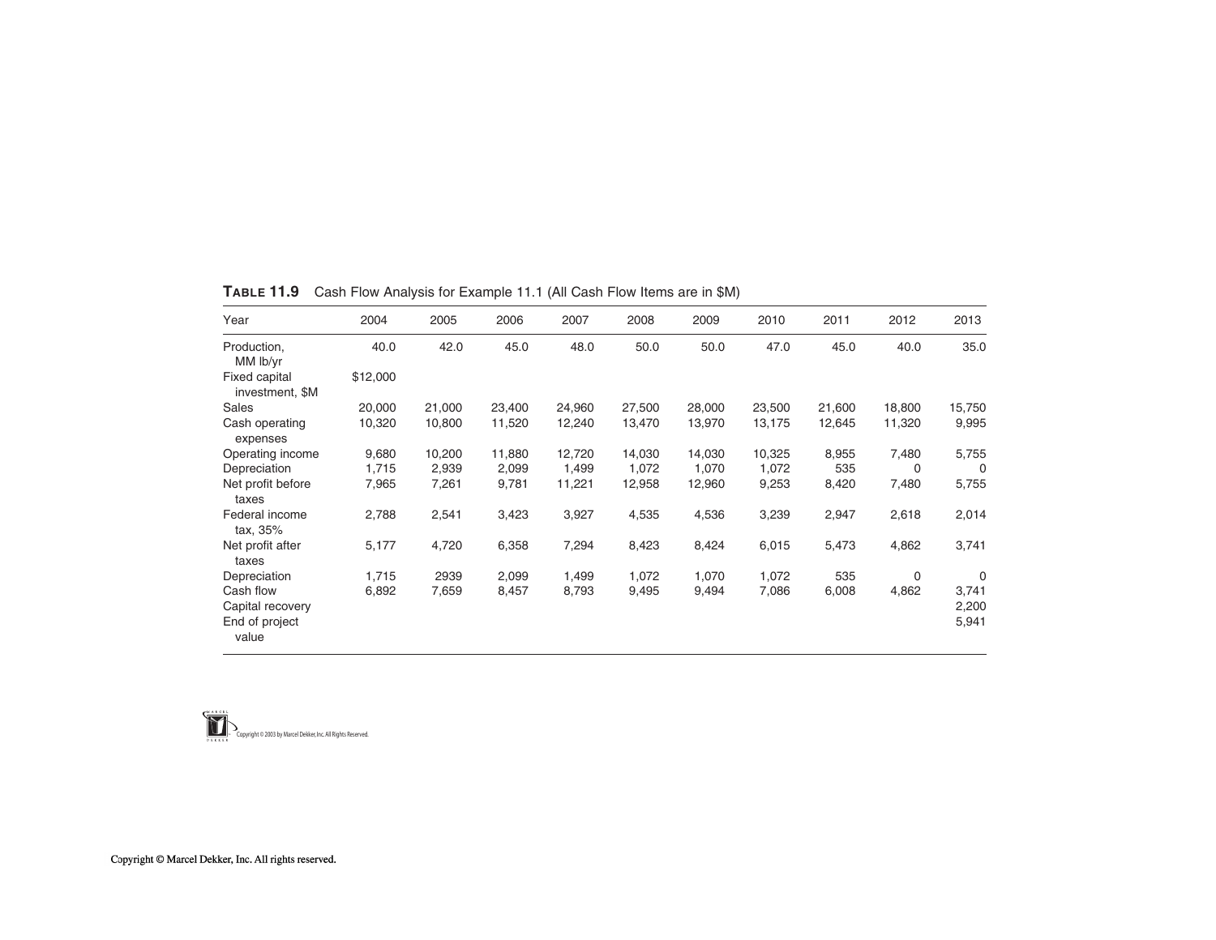**TABLE 11.9** Cash Flow Analysis for Example 11.1 (All Cash Flow Items are in $M)

| Year | 2004 | 2005 | 2006 | 2007 | 2008 | 2009 | 2010 | 2011 | 2012 | 2013 |
|---|---|---|---|---|---|---|---|---|---|---|
| Production, MM lb/yr | 40.0 | 42.0 | 45.0 | 48.0 | 50.0 | 50.0 | 47.0 | 45.0 | 40.0 | 35.0 |
| Fixed capital investment, $M | $12,000 | | | | | | | | | |
| Sales | 20,000 | 21,000 | 23,400 | 24,960 | 27,500 | 28,000 | 23,500 | 21,600 | 18,800 | 15,750 |
| Cash operating expenses | 10,320 | 10,800 | 11,520 | 12,240 | 13,470 | 13,970 | 13,175 | 12,645 | 11,320 | 9,995 |
| Operating income | 9,680 | 10,200 | 11,880 | 12,720 | 14,030 | 14,030 | 10,325 | 8,955 | 7,480 | 5,755 |
| Depreciation | 1,715 | 2,939 | 2,099 | 1,499 | 1,072 | 1,070 | 1,072 | 535 | 0 | 0 |
| Net profit before taxes | 7,965 | 7,261 | 9,781 | 11,221 | 12,958 | 12,960 | 9,253 | 8,420 | 7,480 | 5,755 |
| Federal income tax, 35% | 2,788 | 2,541 | 3,423 | 3,927 | 4,535 | 4,536 | 3,239 | 2,947 | 2,618 | 2,014 |
| Net profit after taxes | 5,177 | 4,720 | 6,358 | 7,294 | 8,423 | 8,424 | 6,015 | 5,473 | 4,862 | 3,741 |
| Depreciation | 1,715 | 2939 | 2,099 | 1,499 | 1,072 | 1,070 | 1,072 | 535 | 0 | 0 |
| Cash flow | 6,892 | 7,659 | 8,457 | 8,793 | 9,495 | 9,494 | 7,086 | 6,008 | 4,862 | 3,741 |
| Capital recovery | | | | | | | | | | 2,200 |
| End of project value | | | | | | | | | | 5,941 |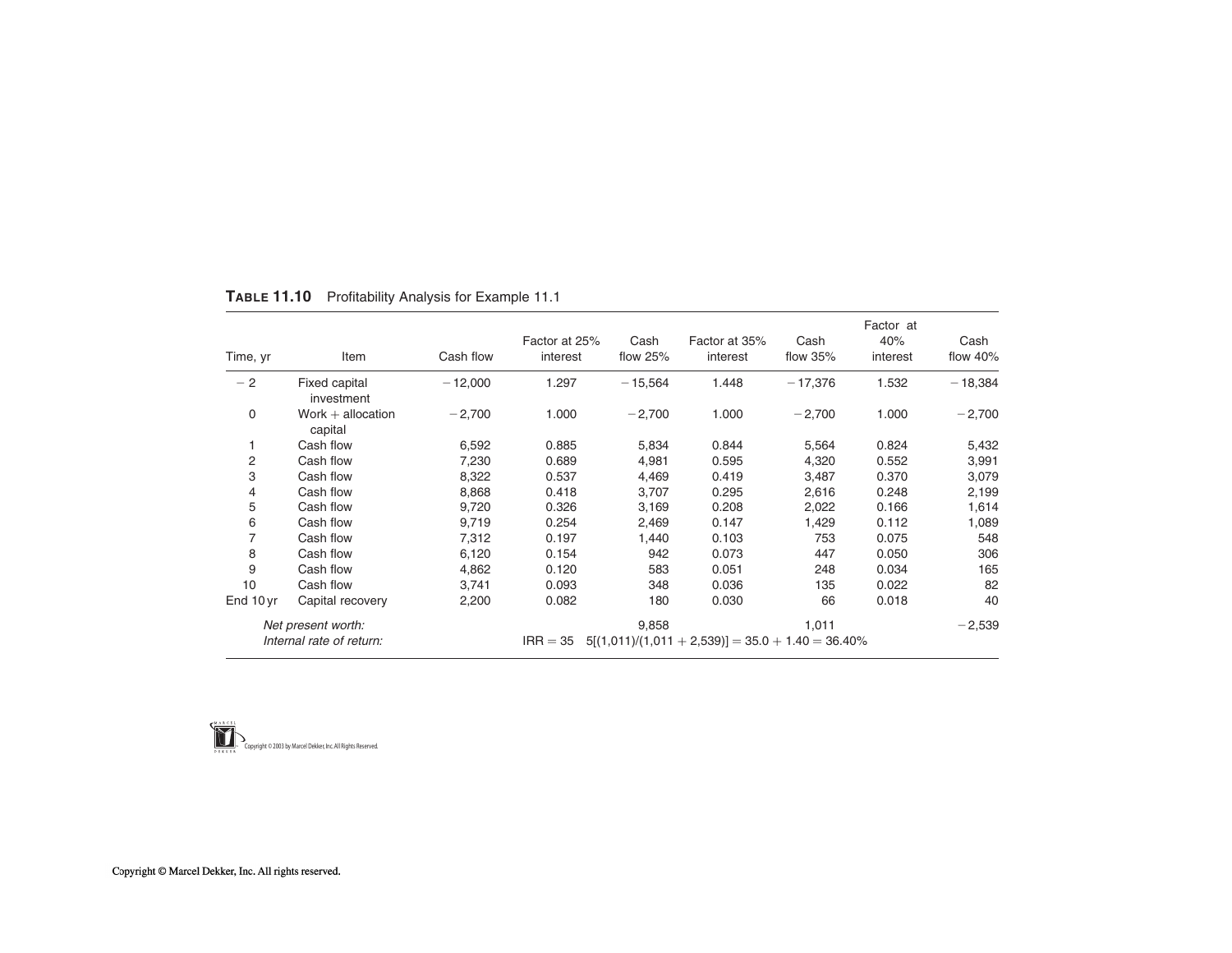**TABLE 11.10** Profitability Analysis for Example 11.1

| Time, yr | Item | Cash flow | Factor at 25% interest | Cash flow 25% | Factor at 35% interest | Cash flow 35% | Factor at 40% interest | Cash flow 40% |
|---|---|---|---|---|---|---|---|---|
| −2 | Fixed capital investment | −12,000 | 1.297 | −15,564 | 1.448 | −17,376 | 1.532 | −18,384 |
| 0 | Work + allocation capital | −2,700 | 1.000 | −2,700 | 1.000 | −2,700 | 1.000 | −2,700 |
| 1 | Cash flow | 6,592 | 0.885 | 5,834 | 0.844 | 5,564 | 0.824 | 5,432 |
| 2 | Cash flow | 7,230 | 0.689 | 4,981 | 0.595 | 4,320 | 0.552 | 3,991 |
| 3 | Cash flow | 8,322 | 0.537 | 4,469 | 0.419 | 3,487 | 0.370 | 3,079 |
| 4 | Cash flow | 8,868 | 0.418 | 3,707 | 0.295 | 2,616 | 0.248 | 2,199 |
| 5 | Cash flow | 9,720 | 0.326 | 3,169 | 0.208 | 2,022 | 0.166 | 1,614 |
| 6 | Cash flow | 9,719 | 0.254 | 2,469 | 0.147 | 1,429 | 0.112 | 1,089 |
| 7 | Cash flow | 7,312 | 0.197 | 1,440 | 0.103 | 753 | 0.075 | 548 |
| 8 | Cash flow | 6,120 | 0.154 | 942 | 0.073 | 447 | 0.050 | 306 |
| 9 | Cash flow | 4,862 | 0.120 | 583 | 0.051 | 248 | 0.034 | 165 |
| 10 | Cash flow | 3,741 | 0.093 | 348 | 0.036 | 135 | 0.022 | 82 |
| End 10 yr | Capital recovery | 2,200 | 0.082 | 180 | 0.030 | 66 | 0.018 | 40 |
| | *Net present worth:* | | | 9,858 | | 1,011 | | −2,539 |
| | *Internal rate of return:* | | IRR = 35 | 5[(1,011)/(1,011 + 2,539)] = 35.0 + 1.40 = 36.40% | | | | |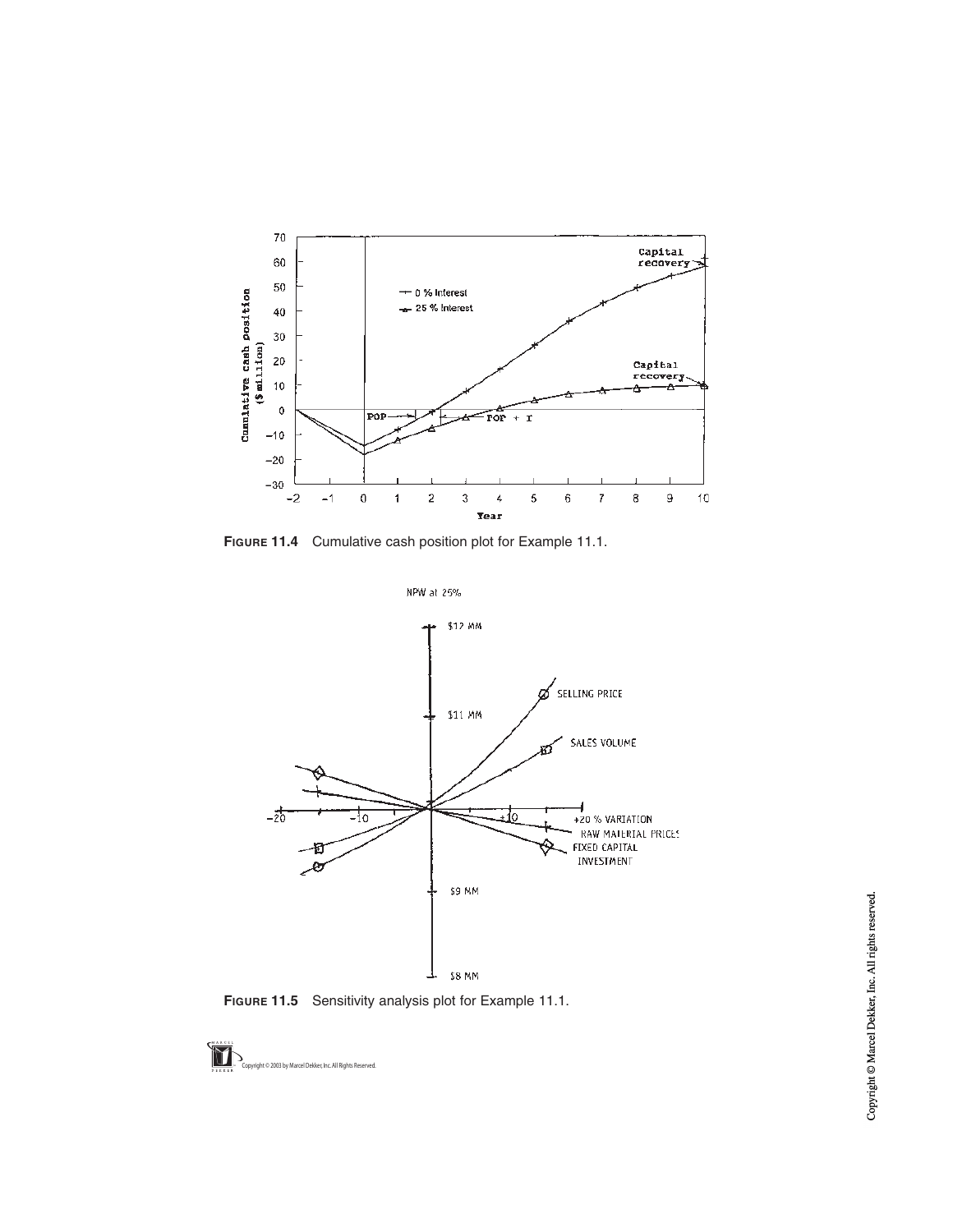**FIGURE 11.4** Cumulative cash position plot for Example 11.1.

**FIGURE 11.5** Sensitivity analysis plot for Example 11.1.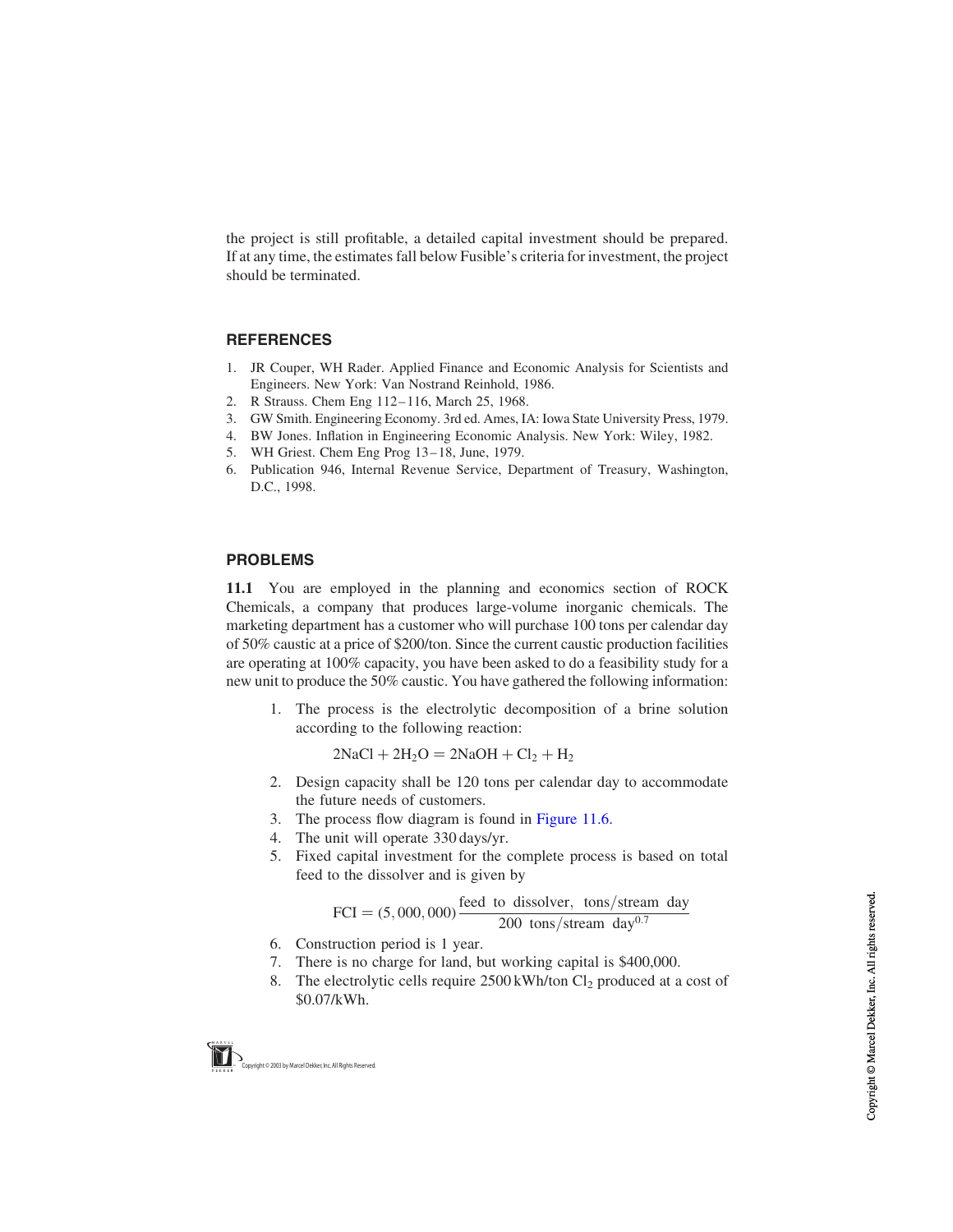the project is still profitable, a detailed capital investment should be prepared. If at any time, the estimates fall below Fusible's criteria for investment, the project should be terminated.

## REFERENCES

1. JR Couper, WH Rader. Applied Finance and Economic Analysis for Scientists and Engineers. New York: Van Nostrand Reinhold, 1986.
2. R Strauss. Chem Eng 112–116, March 25, 1968.
3. GW Smith. Engineering Economy. 3rd ed. Ames, IA: Iowa State University Press, 1979.
4. BW Jones. Inflation in Engineering Economic Analysis. New York: Wiley, 1982.
5. WH Griest. Chem Eng Prog 13–18, June, 1979.
6. Publication 946, Internal Revenue Service, Department of Treasury, Washington, D.C., 1998.

## PROBLEMS

**11.1** You are employed in the planning and economics section of ROCK Chemicals, a company that produces large-volume inorganic chemicals. The marketing department has a customer who will purchase 100 tons per calendar day of 50% caustic at a price of $200/ton. Since the current caustic production facilities are operating at 100% capacity, you have been asked to do a feasibility study for a new unit to produce the 50% caustic. You have gathered the following information:

1. The process is the electrolytic decomposition of a brine solution according to the following reaction:

$$2NaCl + 2H_2O = 2NaOH + Cl_2 + H_2$$

2. Design capacity shall be 120 tons per calendar day to accommodate the future needs of customers.
3. The process flow diagram is found in Figure 11.6.
4. The unit will operate 330 days/yr.
5. Fixed capital investment for the complete process is based on total feed to the dissolver and is given by

$$\text{FCI} = (5,000,000)\frac{\text{feed to dissolver, tons/stream day}}{200\ \text{tons/stream day}^{0.7}}$$

6. Construction period is 1 year.
7. There is no charge for land, but working capital is $400,000.
8. The electrolytic cells require 2500 kWh/ton $Cl_2$ produced at a cost of $0.07/kWh.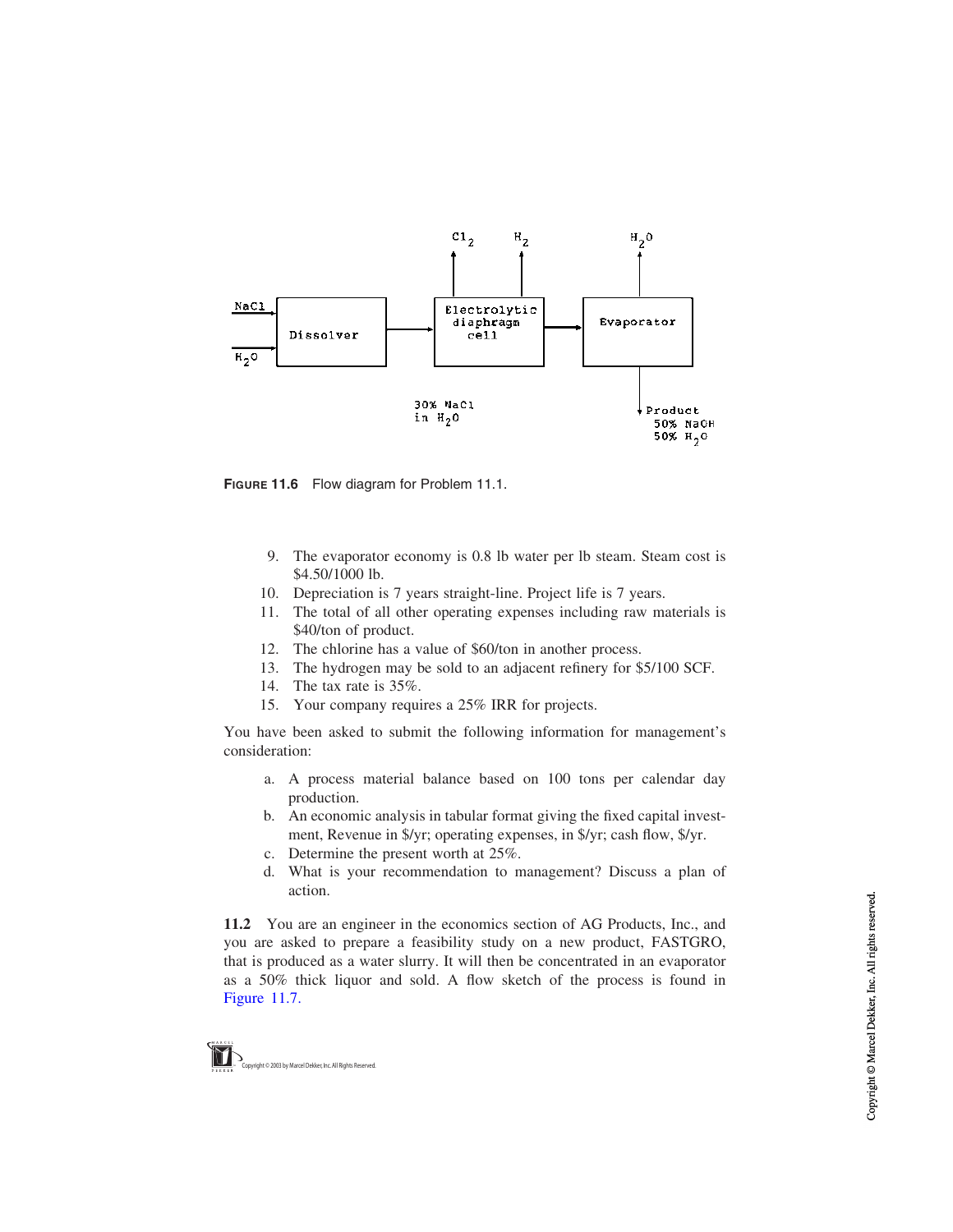**FIGURE 11.6** Flow diagram for Problem 11.1.

9. The evaporator economy is 0.8 lb water per lb steam. Steam cost is \$4.50/1000 lb.
10. Depreciation is 7 years straight-line. Project life is 7 years.
11. The total of all other operating expenses including raw materials is \$40/ton of product.
12. The chlorine has a value of \$60/ton in another process.
13. The hydrogen may be sold to an adjacent refinery for \$5/100 SCF.
14. The tax rate is 35%.
15. Your company requires a 25% IRR for projects.

You have been asked to submit the following information for management's consideration:

a. A process material balance based on 100 tons per calendar day production.
b. An economic analysis in tabular format giving the fixed capital investment, Revenue in \$/yr; operating expenses, in \$/yr; cash flow, \$/yr.
c. Determine the present worth at 25%.
d. What is your recommendation to management? Discuss a plan of action.

**11.2** You are an engineer in the economics section of AG Products, Inc., and you are asked to prepare a feasibility study on a new product, FASTGRO, that is produced as a water slurry. It will then be concentrated in an evaporator as a 50% thick liquor and sold. A flow sketch of the process is found in Figure 11.7.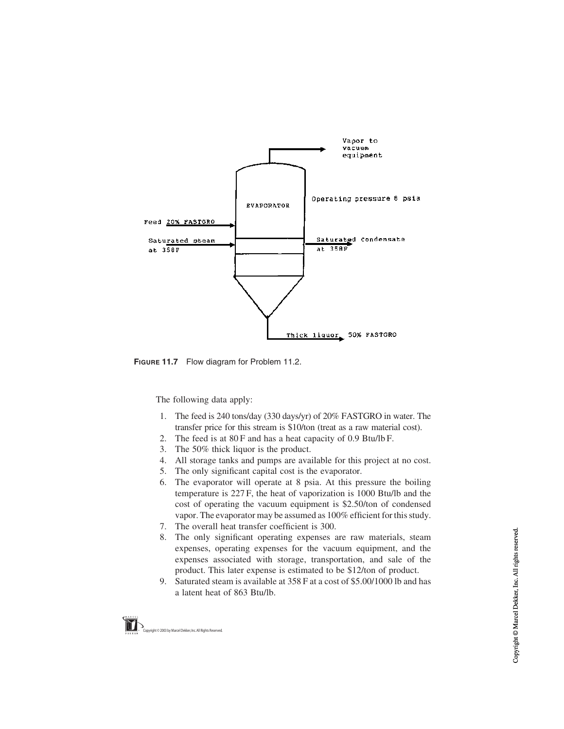FIGURE 11.7 Flow diagram for Problem 11.2.

The following data apply:

1. The feed is 240 tons/day (330 days/yr) of 20% FASTGRO in water. The transfer price for this stream is $10/ton (treat as a raw material cost).
2. The feed is at 80 F and has a heat capacity of 0.9 Btu/lb F.
3. The 50% thick liquor is the product.
4. All storage tanks and pumps are available for this project at no cost.
5. The only significant capital cost is the evaporator.
6. The evaporator will operate at 8 psia. At this pressure the boiling temperature is 227 F, the heat of vaporization is 1000 Btu/lb and the cost of operating the vacuum equipment is $2.50/ton of condensed vapor. The evaporator may be assumed as 100% efficient for this study.
7. The overall heat transfer coefficient is 300.
8. The only significant operating expenses are raw materials, steam expenses, operating expenses for the vacuum equipment, and the expenses associated with storage, transportation, and sale of the product. This later expense is estimated to be $12/ton of product.
9. Saturated steam is available at 358 F at a cost of $5.00/1000 lb and has a latent heat of 863 Btu/lb.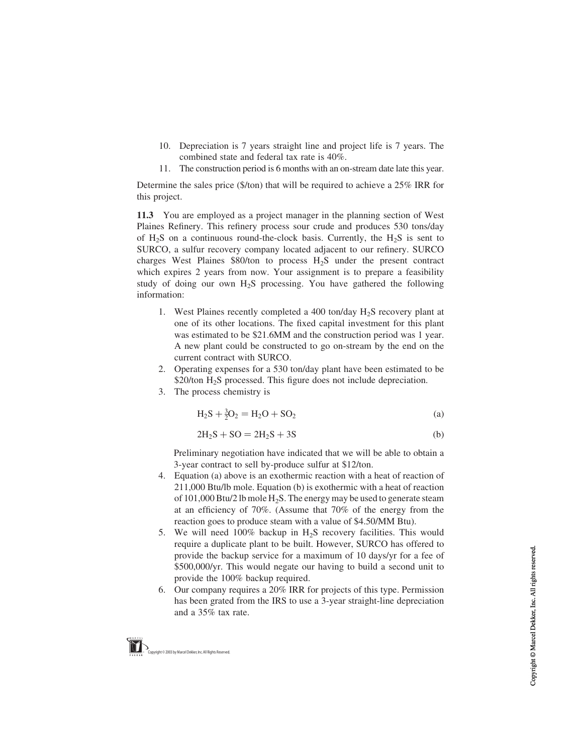10. Depreciation is 7 years straight line and project life is 7 years. The combined state and federal tax rate is 40%.
11. The construction period is 6 months with an on-stream date late this year.

Determine the sales price ($/ton) that will be required to achieve a 25% IRR for this project.

**11.3** You are employed as a project manager in the planning section of West Plaines Refinery. This refinery process sour crude and produces 530 tons/day of $H_2S$ on a continuous round-the-clock basis. Currently, the $H_2S$ is sent to SURCO, a sulfur recovery company located adjacent to our refinery. SURCO charges West Plaines $80/ton to process $H_2S$ under the present contract which expires 2 years from now. Your assignment is to prepare a feasibility study of doing our own $H_2S$ processing. You have gathered the following information:

1. West Plaines recently completed a 400 ton/day $H_2S$ recovery plant at one of its other locations. The fixed capital investment for this plant was estimated to be $21.6MM and the construction period was 1 year. A new plant could be constructed to go on-stream by the end on the current contract with SURCO.
2. Operating expenses for a 530 ton/day plant have been estimated to be $20/ton $H_2S$ processed. This figure does not include depreciation.
3. The process chemistry is

$$H_2S + \tfrac{3}{2}O_2 = H_2O + SO_2 \tag{a}$$

$$2H_2S + SO = 2H_2S + 3S \tag{b}$$

   Preliminary negotiation have indicated that we will be able to obtain a 3-year contract to sell by-produce sulfur at $12/ton.
4. Equation (a) above is an exothermic reaction with a heat of reaction of 211,000 Btu/lb mole. Equation (b) is exothermic with a heat of reaction of 101,000 Btu/2 lb mole $H_2S$. The energy may be used to generate steam at an efficiency of 70%. (Assume that 70% of the energy from the reaction goes to produce steam with a value of $4.50/MM Btu).
5. We will need 100% backup in $H_2S$ recovery facilities. This would require a duplicate plant to be built. However, SURCO has offered to provide the backup service for a maximum of 10 days/yr for a fee of $500,000/yr. This would negate our having to build a second unit to provide the 100% backup required.
6. Our company requires a 20% IRR for projects of this type. Permission has been grated from the IRS to use a 3-year straight-line depreciation and a 35% tax rate.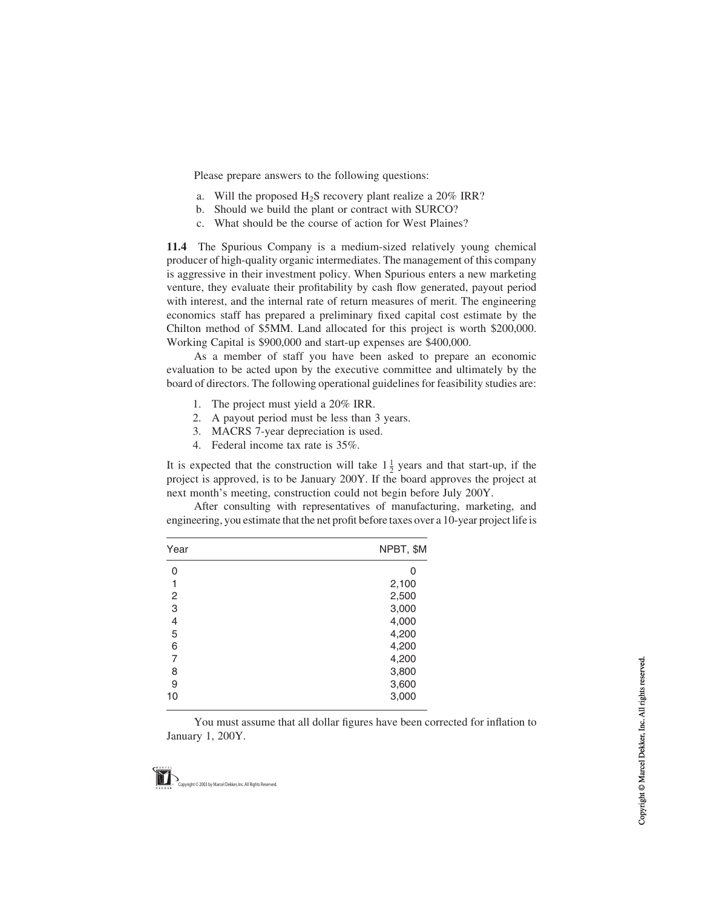Please prepare answers to the following questions:

a. Will the proposed $H_2S$ recovery plant realize a 20% IRR?
b. Should we build the plant or contract with SURCO?
c. What should be the course of action for West Plaines?

**11.4** The Spurious Company is a medium-sized relatively young chemical producer of high-quality organic intermediates. The management of this company is aggressive in their investment policy. When Spurious enters a new marketing venture, they evaluate their profitability by cash flow generated, payout period with interest, and the internal rate of return measures of merit. The engineering economics staff has prepared a preliminary fixed capital cost estimate by the Chilton method of \$5MM. Land allocated for this project is worth \$200,000. Working Capital is \$900,000 and start-up expenses are \$400,000.

As a member of staff you have been asked to prepare an economic evaluation to be acted upon by the executive committee and ultimately by the board of directors. The following operational guidelines for feasibility studies are:

1. The project must yield a 20% IRR.
2. A payout period must be less than 3 years.
3. MACRS 7-year depreciation is used.
4. Federal income tax rate is 35%.

It is expected that the construction will take $1\frac{1}{2}$ years and that start-up, if the project is approved, is to be January 200Y. If the board approves the project at next month's meeting, construction could not begin before July 200Y.

After consulting with representatives of manufacturing, marketing, and engineering, you estimate that the net profit before taxes over a 10-year project life is

| Year | NPBT, \$M |
|---|---|
| 0 | 0 |
| 1 | 2,100 |
| 2 | 2,500 |
| 3 | 3,000 |
| 4 | 4,000 |
| 5 | 4,200 |
| 6 | 4,200 |
| 7 | 4,200 |
| 8 | 3,800 |
| 9 | 3,600 |
| 10 | 3,000 |

You must assume that all dollar figures have been corrected for inflation to January 1, 200Y.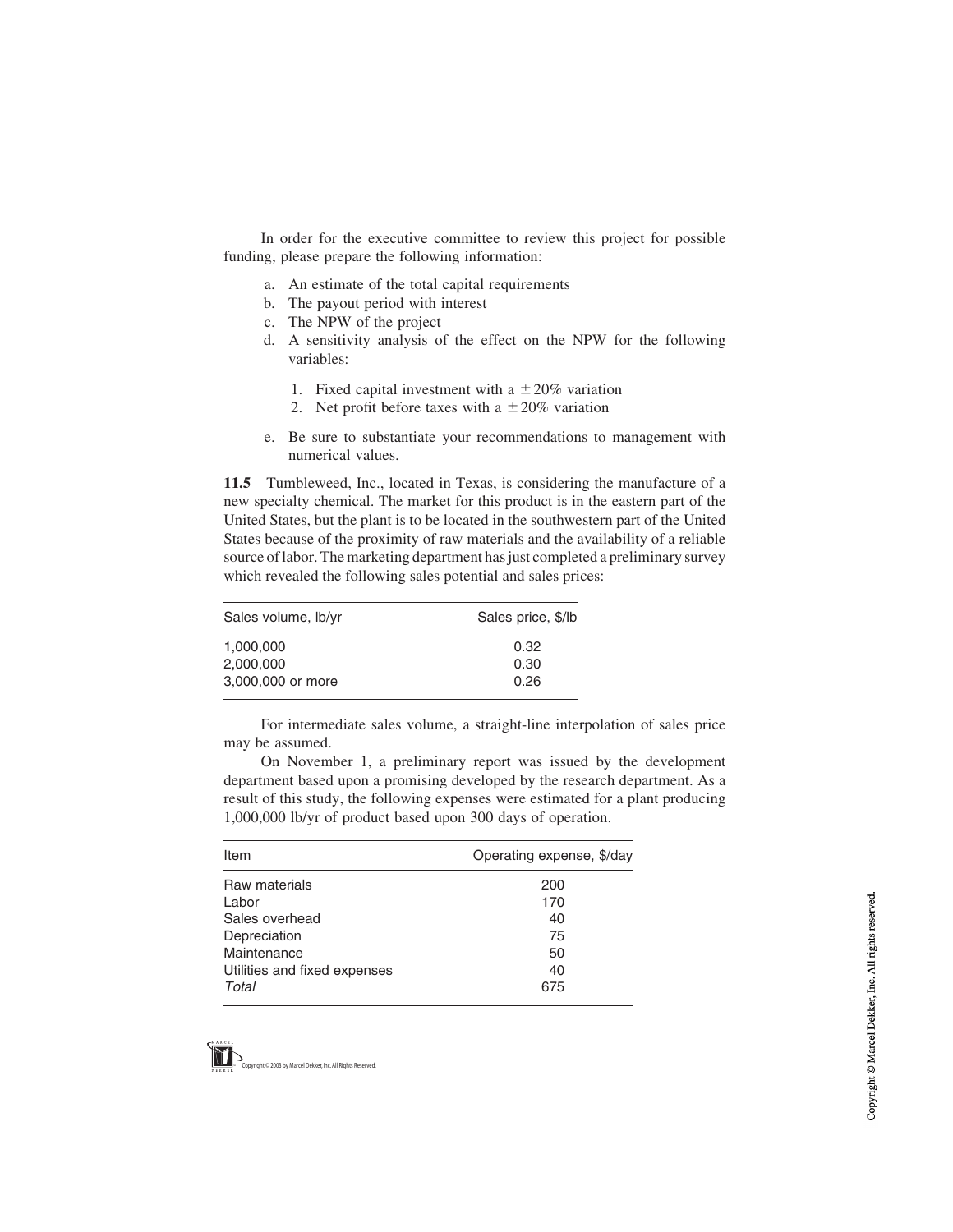In order for the executive committee to review this project for possible funding, please prepare the following information:

a. An estimate of the total capital requirements
b. The payout period with interest
c. The NPW of the project
d. A sensitivity analysis of the effect on the NPW for the following variables:
   1. Fixed capital investment with a $\pm 20\%$ variation
   2. Net profit before taxes with a $\pm 20\%$ variation
e. Be sure to substantiate your recommendations to management with numerical values.

**11.5** Tumbleweed, Inc., located in Texas, is considering the manufacture of a new specialty chemical. The market for this product is in the eastern part of the United States, but the plant is to be located in the southwestern part of the United States because of the proximity of raw materials and the availability of a reliable source of labor. The marketing department has just completed a preliminary survey which revealed the following sales potential and sales prices:

| Sales volume, lb/yr | Sales price, $/lb |
|---|---|
| 1,000,000 | 0.32 |
| 2,000,000 | 0.30 |
| 3,000,000 or more | 0.26 |

For intermediate sales volume, a straight-line interpolation of sales price may be assumed.

On November 1, a preliminary report was issued by the development department based upon a promising developed by the research department. As a result of this study, the following expenses were estimated for a plant producing 1,000,000 lb/yr of product based upon 300 days of operation.

| Item | Operating expense, $/day |
|---|---|
| Raw materials | 200 |
| Labor | 170 |
| Sales overhead | 40 |
| Depreciation | 75 |
| Maintenance | 50 |
| Utilities and fixed expenses | 40 |
| *Total* | 675 |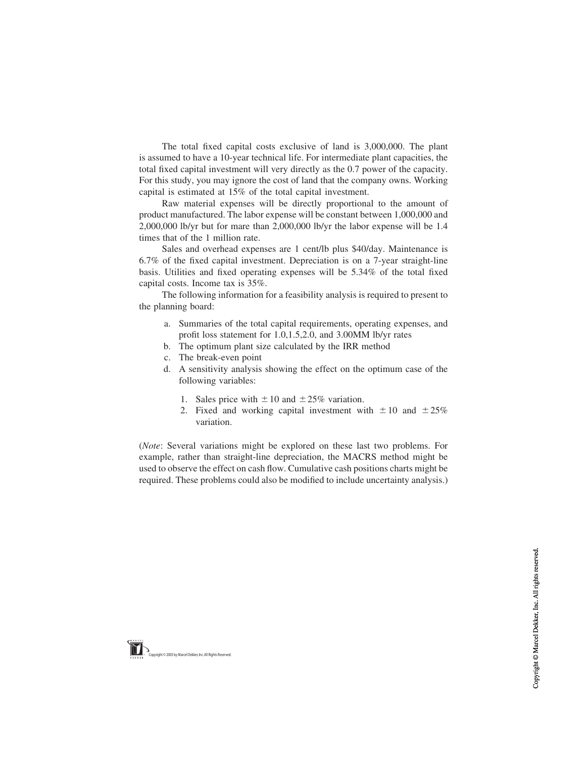The total fixed capital costs exclusive of land is 3,000,000. The plant is assumed to have a 10-year technical life. For intermediate plant capacities, the total fixed capital investment will very directly as the 0.7 power of the capacity. For this study, you may ignore the cost of land that the company owns. Working capital is estimated at 15% of the total capital investment.

Raw material expenses will be directly proportional to the amount of product manufactured. The labor expense will be constant between 1,000,000 and 2,000,000 lb/yr but for mare than 2,000,000 lb/yr the labor expense will be 1.4 times that of the 1 million rate.

Sales and overhead expenses are 1 cent/lb plus $40/day. Maintenance is 6.7% of the fixed capital investment. Depreciation is on a 7-year straight-line basis. Utilities and fixed operating expenses will be 5.34% of the total fixed capital costs. Income tax is 35%.

The following information for a feasibility analysis is required to present to the planning board:

a. Summaries of the total capital requirements, operating expenses, and profit loss statement for 1.0,1.5,2.0, and 3.00MM lb/yr rates
b. The optimum plant size calculated by the IRR method
c. The break-even point
d. A sensitivity analysis showing the effect on the optimum case of the following variables:
   1. Sales price with $\pm 10$ and $\pm 25\%$ variation.
   2. Fixed and working capital investment with $\pm 10$ and $\pm 25\%$ variation.

(*Note*: Several variations might be explored on these last two problems. For example, rather than straight-line depreciation, the MACRS method might be used to observe the effect on cash flow. Cumulative cash positions charts might be required. These problems could also be modified to include uncertainty analysis.)